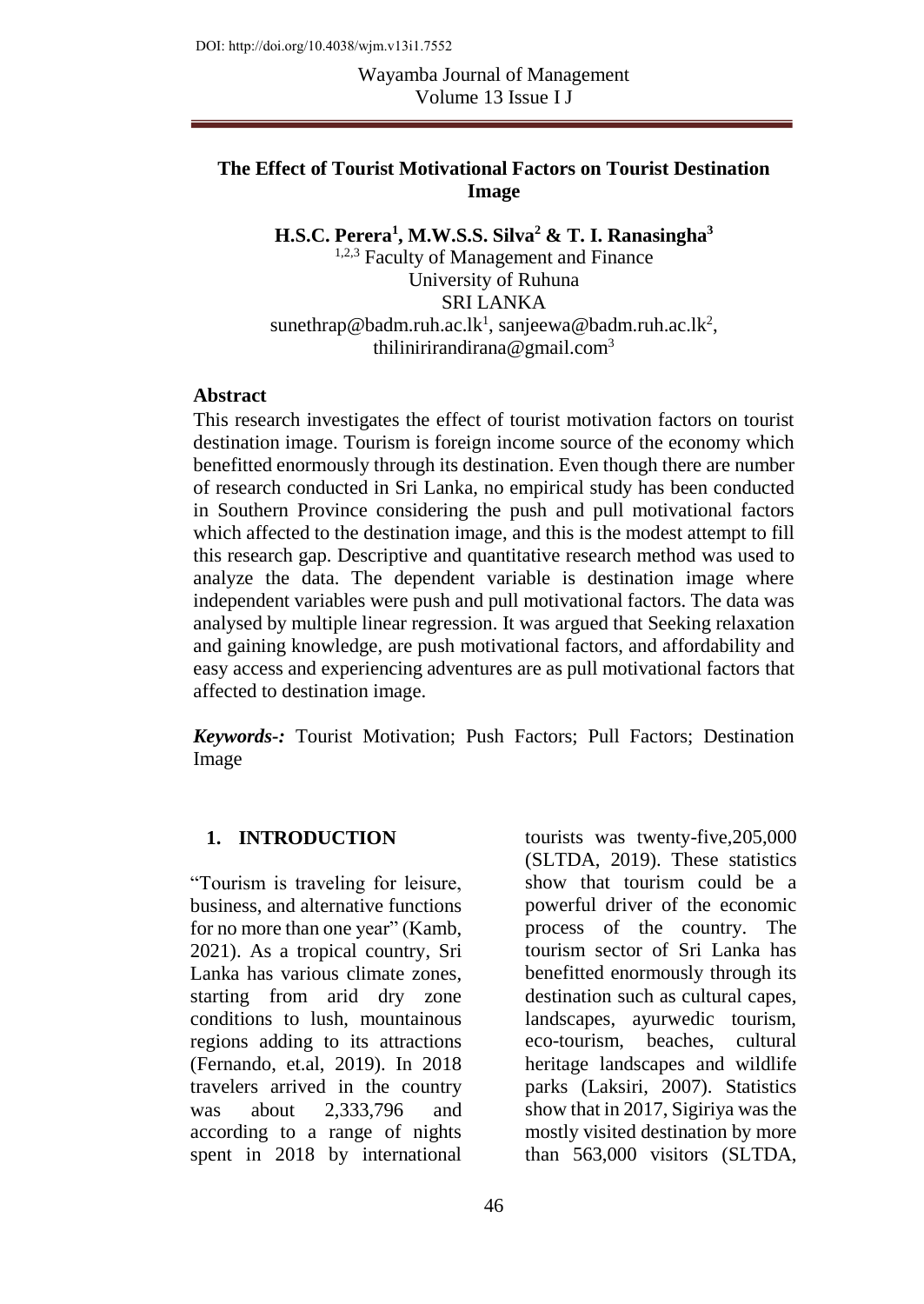DOI: http://doi.org/10.4038/wjm.v13i1.7552

# The Effect of Tourist Motivational Factors on Tourist Destination Image

**H.S.C. Perera[1], M.W.S.S. Silva[2] & T. I. Ranasingha[3]**

[1,2,3] Faculty of Management and Finance
University of Ruhuna
SRI LANKA
sunethrap@badm.ruh.ac.lk[1], sanjeewa@badm.ruh.ac.lk[2],
thilinirirandirana@gmail.com[3]

## Abstract

This research investigates the effect of tourist motivation factors on tourist destination image. Tourism is foreign income source of the economy which benefitted enormously through its destination. Even though there are number of research conducted in Sri Lanka, no empirical study has been conducted in Southern Province considering the push and pull motivational factors which affected to the destination image, and this is the modest attempt to fill this research gap. Descriptive and quantitative research method was used to analyze the data. The dependent variable is destination image where independent variables were push and pull motivational factors. The data was analysed by multiple linear regression. It was argued that Seeking relaxation and gaining knowledge, are push motivational factors, and affordability and easy access and experiencing adventures are as pull motivational factors that affected to destination image.

***Keywords-:*** Tourist Motivation; Push Factors; Pull Factors; Destination Image

## 1. INTRODUCTION

"Tourism is traveling for leisure, business, and alternative functions for no more than one year" (Kamb, 2021). As a tropical country, Sri Lanka has various climate zones, starting from arid dry zone conditions to lush, mountainous regions adding to its attractions (Fernando, et.al, 2019). In 2018 travelers arrived in the country was about 2,333,796 and according to a range of nights spent in 2018 by international tourists was twenty-five,205,000 (SLTDA, 2019). These statistics show that tourism could be a powerful driver of the economic process of the country. The tourism sector of Sri Lanka has benefitted enormously through its destination such as cultural capes, landscapes, ayurwedic tourism, eco-tourism, beaches, cultural heritage landscapes and wildlife parks (Laksiri, 2007). Statistics show that in 2017, Sigiriya was the mostly visited destination by more than 563,000 visitors (SLTDA,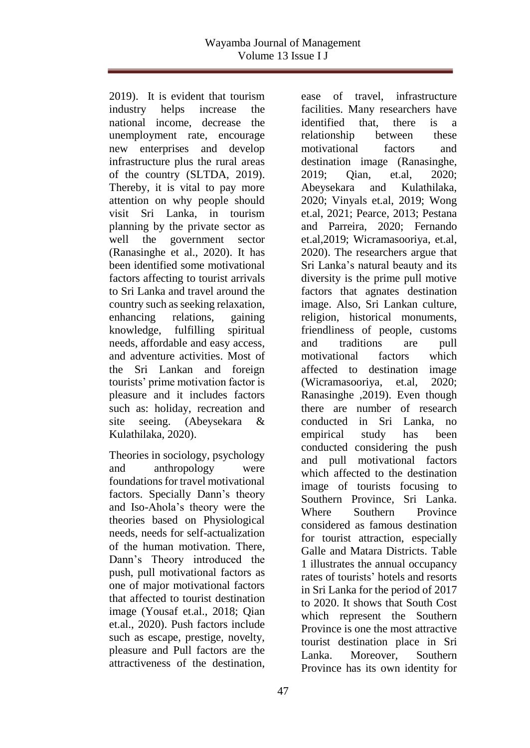2019). It is evident that tourism industry helps increase the national income, decrease the unemployment rate, encourage new enterprises and develop infrastructure plus the rural areas of the country (SLTDA, 2019). Thereby, it is vital to pay more attention on why people should visit Sri Lanka, in tourism planning by the private sector as well the government sector (Ranasinghe et al., 2020). It has been identified some motivational factors affecting to tourist arrivals to Sri Lanka and travel around the country such as seeking relaxation, enhancing relations, gaining knowledge, fulfilling spiritual needs, affordable and easy access, and adventure activities. Most of the Sri Lankan and foreign tourists' prime motivation factor is pleasure and it includes factors such as: holiday, recreation and site seeing. (Abeysekara & Kulathilaka, 2020).

Theories in sociology, psychology and anthropology were foundations for travel motivational factors. Specially Dann's theory and Iso-Ahola's theory were the theories based on Physiological needs, needs for self-actualization of the human motivation. There, Dann's Theory introduced the push, pull motivational factors as one of major motivational factors that affected to tourist destination image (Yousaf et.al., 2018; Qian et.al., 2020). Push factors include such as escape, prestige, novelty, pleasure and Pull factors are the attractiveness of the destination, ease of travel, infrastructure facilities. Many researchers have identified that, there is a relationship between these motivational factors and destination image (Ranasinghe, 2019; Qian, et.al, 2020; Abeysekara and Kulathilaka, 2020; Vinyals et.al, 2019; Wong et.al, 2021; Pearce, 2013; Pestana and Parreira, 2020; Fernando et.al,2019; Wicramasooriya, et.al, 2020). The researchers argue that Sri Lanka's natural beauty and its diversity is the prime pull motive factors that agnates destination image. Also, Sri Lankan culture, religion, historical monuments, friendliness of people, customs and traditions are pull motivational factors which affected to destination image (Wicramasooriya, et.al, 2020; Ranasinghe ,2019). Even though there are number of research conducted in Sri Lanka, no empirical study has been conducted considering the push and pull motivational factors which affected to the destination image of tourists focusing to Southern Province, Sri Lanka. Where Southern Province considered as famous destination for tourist attraction, especially Galle and Matara Districts. Table 1 illustrates the annual occupancy rates of tourists' hotels and resorts in Sri Lanka for the period of 2017 to 2020. It shows that South Cost which represent the Southern Province is one the most attractive tourist destination place in Sri Lanka. Moreover, Southern Province has its own identity for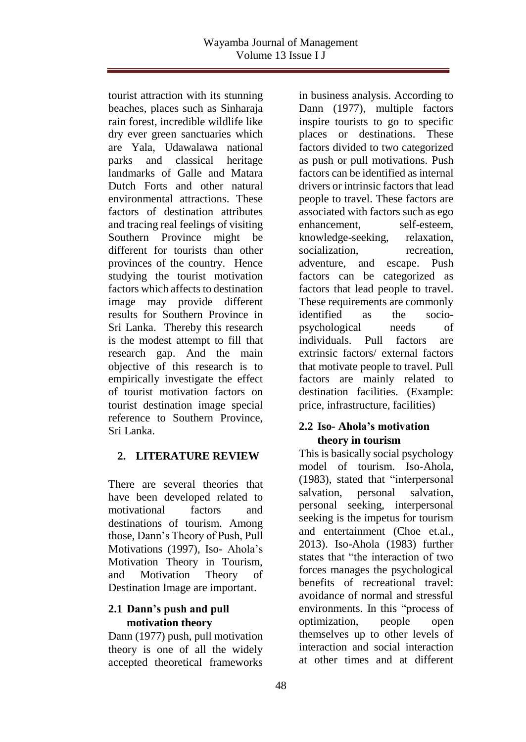tourist attraction with its stunning beaches, places such as Sinharaja rain forest, incredible wildlife like dry ever green sanctuaries which are Yala, Udawalawa national parks and classical heritage landmarks of Galle and Matara Dutch Forts and other natural environmental attractions. These factors of destination attributes and tracing real feelings of visiting Southern Province might be different for tourists than other provinces of the country. Hence studying the tourist motivation factors which affects to destination image may provide different results for Southern Province in Sri Lanka. Thereby this research is the modest attempt to fill that research gap. And the main objective of this research is to empirically investigate the effect of tourist motivation factors on tourist destination image special reference to Southern Province, Sri Lanka.

## 2. LITERATURE REVIEW

There are several theories that have been developed related to motivational factors and destinations of tourism. Among those, Dann's Theory of Push, Pull Motivations (1997), Iso- Ahola's Motivation Theory in Tourism, and Motivation Theory of Destination Image are important.

### 2.1 Dann's push and pull motivation theory

Dann (1977) push, pull motivation theory is one of all the widely accepted theoretical frameworks in business analysis. According to Dann (1977), multiple factors inspire tourists to go to specific places or destinations. These factors divided to two categorized as push or pull motivations. Push factors can be identified as internal drivers or intrinsic factors that lead people to travel. These factors are associated with factors such as ego enhancement, self-esteem, knowledge-seeking, relaxation, socialization, recreation, adventure, and escape. Push factors can be categorized as factors that lead people to travel. These requirements are commonly identified as the socio-psychological needs of individuals. Pull factors are extrinsic factors/ external factors that motivate people to travel. Pull factors are mainly related to destination facilities. (Example: price, infrastructure, facilities)

### 2.2 Iso- Ahola's motivation theory in tourism

This is basically social psychology model of tourism. Iso-Ahola, (1983), stated that "interpersonal salvation, personal salvation, personal seeking, interpersonal seeking is the impetus for tourism and entertainment (Choe et.al., 2013). Iso-Ahola (1983) further states that "the interaction of two forces manages the psychological benefits of recreational travel: avoidance of normal and stressful environments. In this "process of optimization, people open themselves up to other levels of interaction and social interaction at other times and at different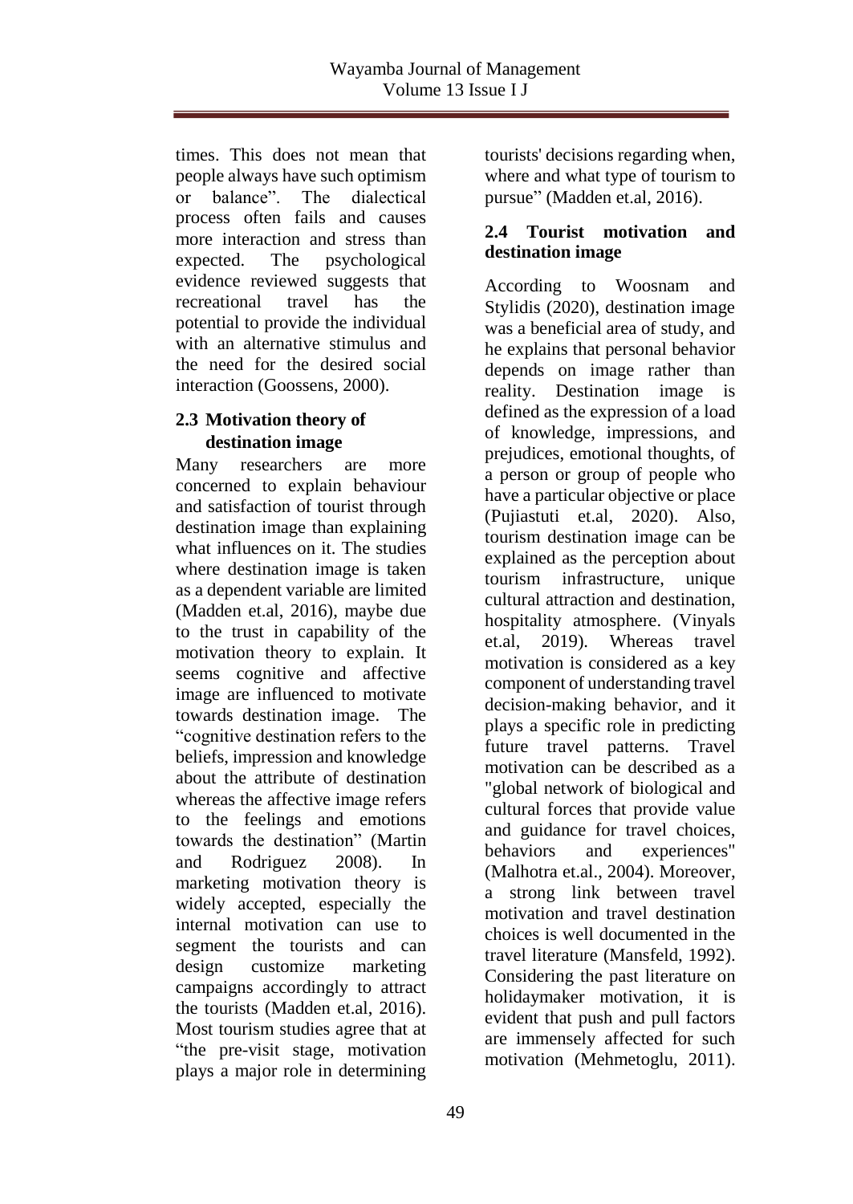times. This does not mean that people always have such optimism or balance". The dialectical process often fails and causes more interaction and stress than expected. The psychological evidence reviewed suggests that recreational travel has the potential to provide the individual with an alternative stimulus and the need for the desired social interaction (Goossens, 2000).

## 2.3 Motivation theory of destination image

Many researchers are more concerned to explain behaviour and satisfaction of tourist through destination image than explaining what influences on it. The studies where destination image is taken as a dependent variable are limited (Madden et.al, 2016), maybe due to the trust in capability of the motivation theory to explain. It seems cognitive and affective image are influenced to motivate towards destination image. The "cognitive destination refers to the beliefs, impression and knowledge about the attribute of destination whereas the affective image refers to the feelings and emotions towards the destination" (Martin and Rodriguez 2008). In marketing motivation theory is widely accepted, especially the internal motivation can use to segment the tourists and can design customize marketing campaigns accordingly to attract the tourists (Madden et.al, 2016). Most tourism studies agree that at "the pre-visit stage, motivation plays a major role in determining tourists' decisions regarding when, where and what type of tourism to pursue" (Madden et.al, 2016).

## 2.4 Tourist motivation and destination image

According to Woosnam and Stylidis (2020), destination image was a beneficial area of study, and he explains that personal behavior depends on image rather than reality. Destination image is defined as the expression of a load of knowledge, impressions, and prejudices, emotional thoughts, of a person or group of people who have a particular objective or place (Pujiastuti et.al, 2020). Also, tourism destination image can be explained as the perception about tourism infrastructure, unique cultural attraction and destination, hospitality atmosphere. (Vinyals et.al, 2019). Whereas travel motivation is considered as a key component of understanding travel decision-making behavior, and it plays a specific role in predicting future travel patterns. Travel motivation can be described as a "global network of biological and cultural forces that provide value and guidance for travel choices, behaviors and experiences" (Malhotra et.al., 2004). Moreover, a strong link between travel motivation and travel destination choices is well documented in the travel literature (Mansfeld, 1992). Considering the past literature on holidaymaker motivation, it is evident that push and pull factors are immensely affected for such motivation (Mehmetoglu, 2011).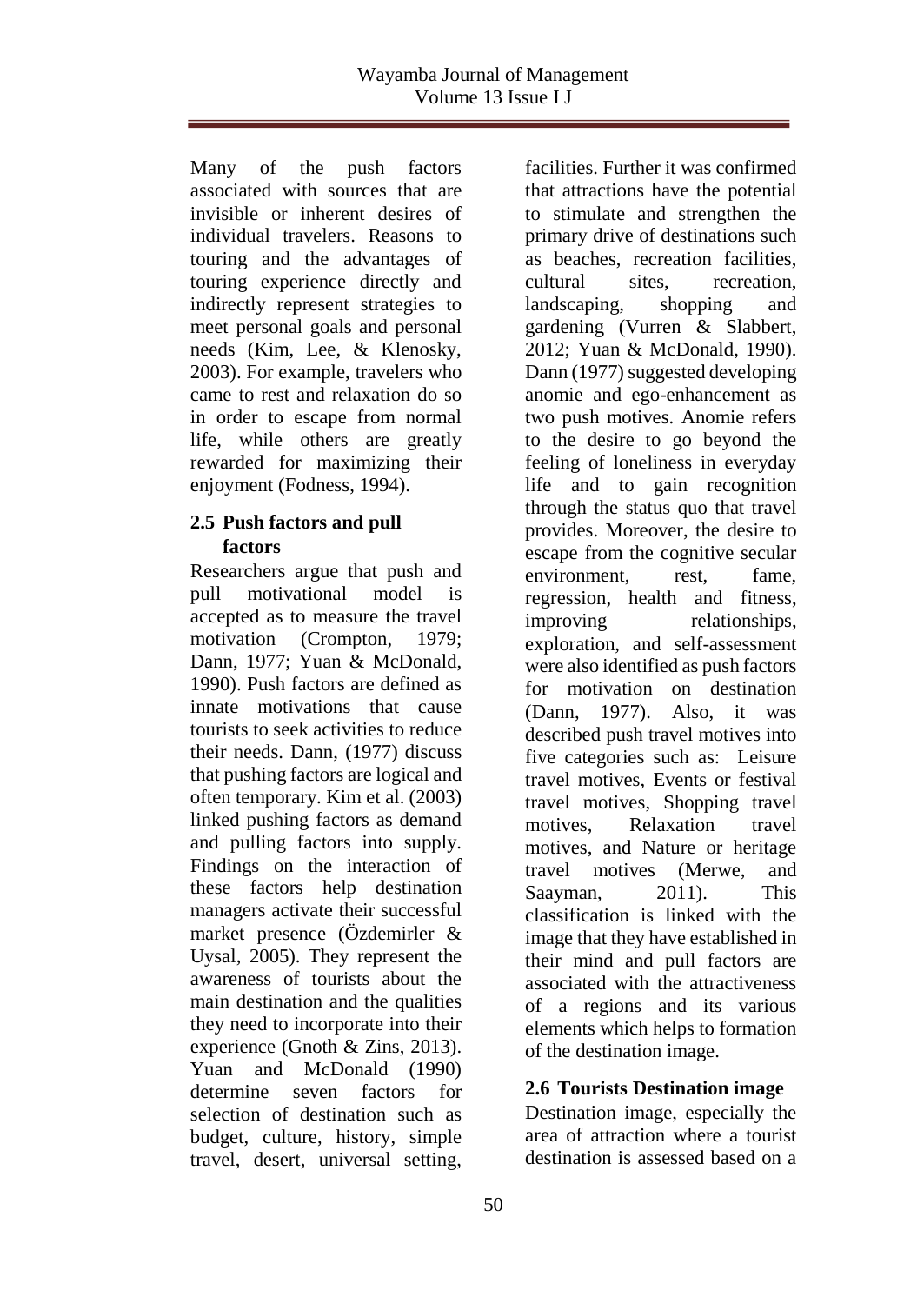Many of the push factors associated with sources that are invisible or inherent desires of individual travelers. Reasons to touring and the advantages of touring experience directly and indirectly represent strategies to meet personal goals and personal needs (Kim, Lee, & Klenosky, 2003). For example, travelers who came to rest and relaxation do so in order to escape from normal life, while others are greatly rewarded for maximizing their enjoyment (Fodness, 1994).

## 2.5 Push factors and pull factors

Researchers argue that push and pull motivational model is accepted as to measure the travel motivation (Crompton, 1979; Dann, 1977; Yuan & McDonald, 1990). Push factors are defined as innate motivations that cause tourists to seek activities to reduce their needs. Dann, (1977) discuss that pushing factors are logical and often temporary. Kim et al. (2003) linked pushing factors as demand and pulling factors into supply. Findings on the interaction of these factors help destination managers activate their successful market presence (Özdemirler & Uysal, 2005). They represent the awareness of tourists about the main destination and the qualities they need to incorporate into their experience (Gnoth & Zins, 2013). Yuan and McDonald (1990) determine seven factors for selection of destination such as budget, culture, history, simple travel, desert, universal setting, facilities. Further it was confirmed that attractions have the potential to stimulate and strengthen the primary drive of destinations such as beaches, recreation facilities, cultural sites, recreation, landscaping, shopping and gardening (Vurren & Slabbert, 2012; Yuan & McDonald, 1990). Dann (1977) suggested developing anomie and ego-enhancement as two push motives. Anomie refers to the desire to go beyond the feeling of loneliness in everyday life and to gain recognition through the status quo that travel provides. Moreover, the desire to escape from the cognitive secular environment, rest, fame, regression, health and fitness, improving relationships, exploration, and self-assessment were also identified as push factors for motivation on destination (Dann, 1977). Also, it was described push travel motives into five categories such as: Leisure travel motives, Events or festival travel motives, Shopping travel motives, Relaxation travel motives, and Nature or heritage travel motives (Merwe, and Saayman, 2011). This classification is linked with the image that they have established in their mind and pull factors are associated with the attractiveness of a regions and its various elements which helps to formation of the destination image.

## 2.6 Tourists Destination image

Destination image, especially the area of attraction where a tourist destination is assessed based on a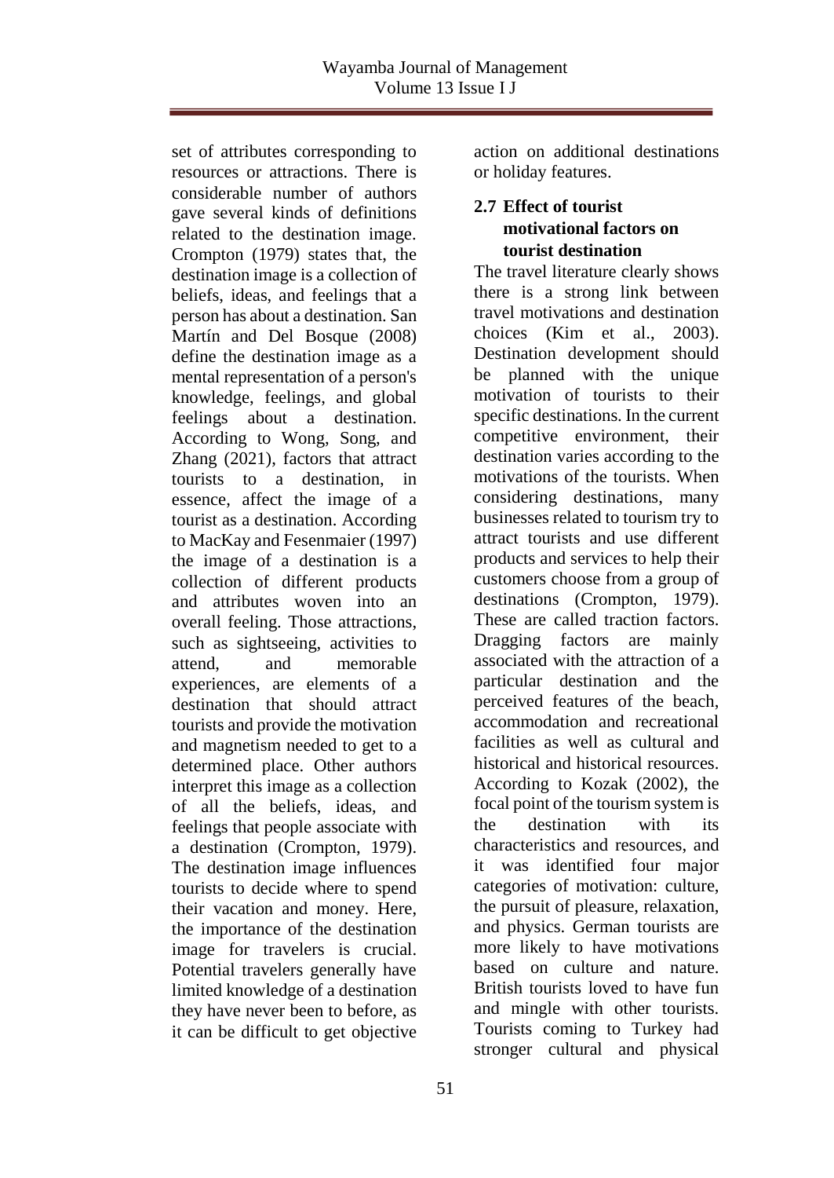set of attributes corresponding to resources or attractions. There is considerable number of authors gave several kinds of definitions related to the destination image. Crompton (1979) states that, the destination image is a collection of beliefs, ideas, and feelings that a person has about a destination. San Martín and Del Bosque (2008) define the destination image as a mental representation of a person's knowledge, feelings, and global feelings about a destination. According to Wong, Song, and Zhang (2021), factors that attract tourists to a destination, in essence, affect the image of a tourist as a destination. According to MacKay and Fesenmaier (1997) the image of a destination is a collection of different products and attributes woven into an overall feeling. Those attractions, such as sightseeing, activities to attend, and memorable experiences, are elements of a destination that should attract tourists and provide the motivation and magnetism needed to get to a determined place. Other authors interpret this image as a collection of all the beliefs, ideas, and feelings that people associate with a destination (Crompton, 1979). The destination image influences tourists to decide where to spend their vacation and money. Here, the importance of the destination image for travelers is crucial. Potential travelers generally have limited knowledge of a destination they have never been to before, as it can be difficult to get objective action on additional destinations or holiday features.

### 2.7 Effect of tourist motivational factors on tourist destination

The travel literature clearly shows there is a strong link between travel motivations and destination choices (Kim et al., 2003). Destination development should be planned with the unique motivation of tourists to their specific destinations. In the current competitive environment, their destination varies according to the motivations of the tourists. When considering destinations, many businesses related to tourism try to attract tourists and use different products and services to help their customers choose from a group of destinations (Crompton, 1979). These are called traction factors. Dragging factors are mainly associated with the attraction of a particular destination and the perceived features of the beach, accommodation and recreational facilities as well as cultural and historical and historical resources. According to Kozak (2002), the focal point of the tourism system is the destination with its characteristics and resources, and it was identified four major categories of motivation: culture, the pursuit of pleasure, relaxation, and physics. German tourists are more likely to have motivations based on culture and nature. British tourists loved to have fun and mingle with other tourists. Tourists coming to Turkey had stronger cultural and physical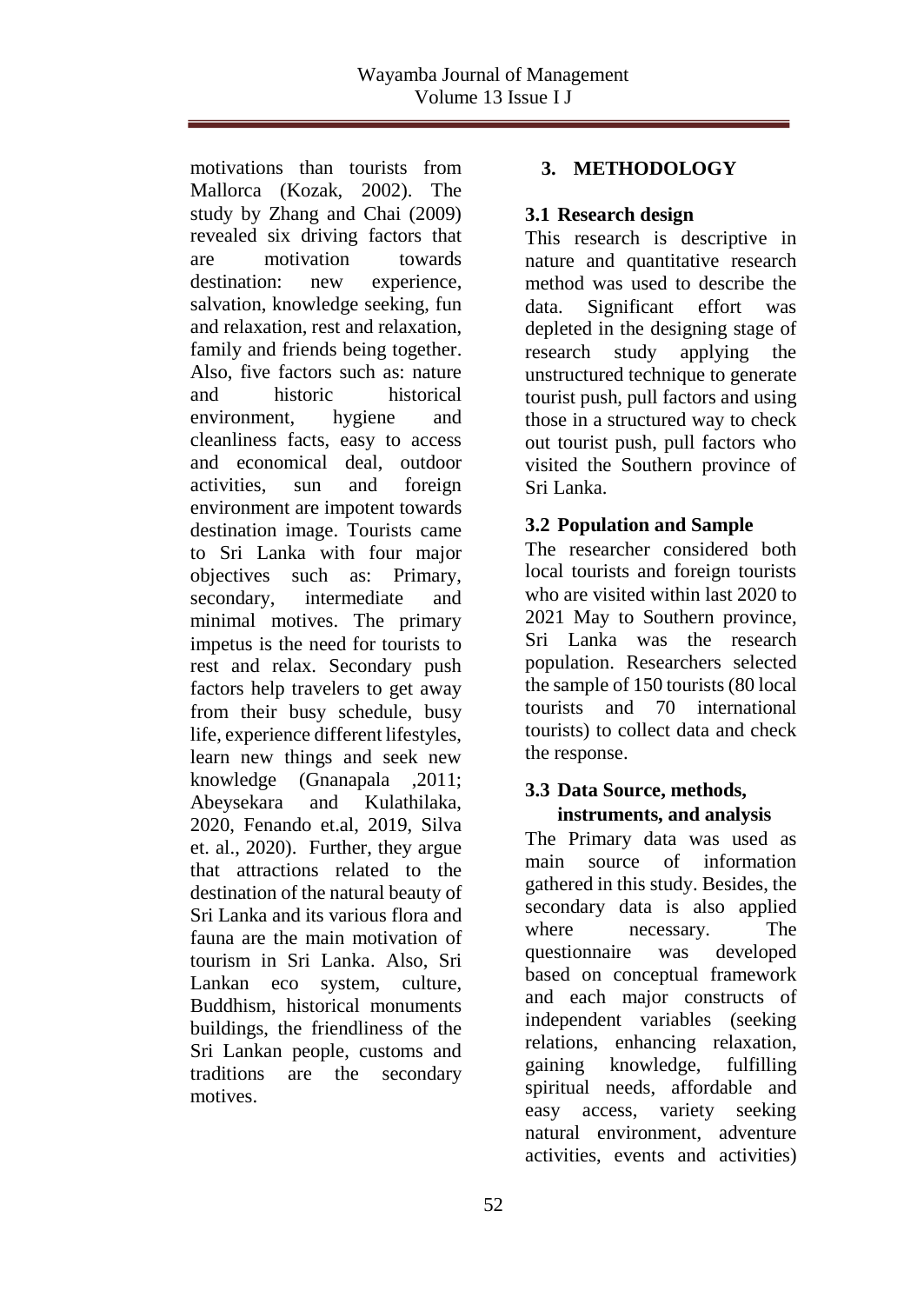motivations than tourists from Mallorca (Kozak, 2002). The study by Zhang and Chai (2009) revealed six driving factors that are motivation towards destination: new experience, salvation, knowledge seeking, fun and relaxation, rest and relaxation, family and friends being together. Also, five factors such as: nature and historic historical environment, hygiene and cleanliness facts, easy to access and economical deal, outdoor activities, sun and foreign environment are impotent towards destination image. Tourists came to Sri Lanka with four major objectives such as: Primary, secondary, intermediate and minimal motives. The primary impetus is the need for tourists to rest and relax. Secondary push factors help travelers to get away from their busy schedule, busy life, experience different lifestyles, learn new things and seek new knowledge (Gnanapala ,2011; Abeysekara and Kulathilaka, 2020, Fenando et.al, 2019, Silva et. al., 2020). Further, they argue that attractions related to the destination of the natural beauty of Sri Lanka and its various flora and fauna are the main motivation of tourism in Sri Lanka. Also, Sri Lankan eco system, culture, Buddhism, historical monuments buildings, the friendliness of the Sri Lankan people, customs and traditions are the secondary motives.

## 3. METHODOLOGY

### 3.1 Research design

This research is descriptive in nature and quantitative research method was used to describe the data. Significant effort was depleted in the designing stage of research study applying the unstructured technique to generate tourist push, pull factors and using those in a structured way to check out tourist push, pull factors who visited the Southern province of Sri Lanka.

### 3.2 Population and Sample

The researcher considered both local tourists and foreign tourists who are visited within last 2020 to 2021 May to Southern province, Sri Lanka was the research population. Researchers selected the sample of 150 tourists (80 local tourists and 70 international tourists) to collect data and check the response.

### 3.3 Data Source, methods, instruments, and analysis

The Primary data was used as main source of information gathered in this study. Besides, the secondary data is also applied where necessary. The questionnaire was developed based on conceptual framework and each major constructs of independent variables (seeking relations, enhancing relaxation, gaining knowledge, fulfilling spiritual needs, affordable and easy access, variety seeking natural environment, adventure activities, events and activities)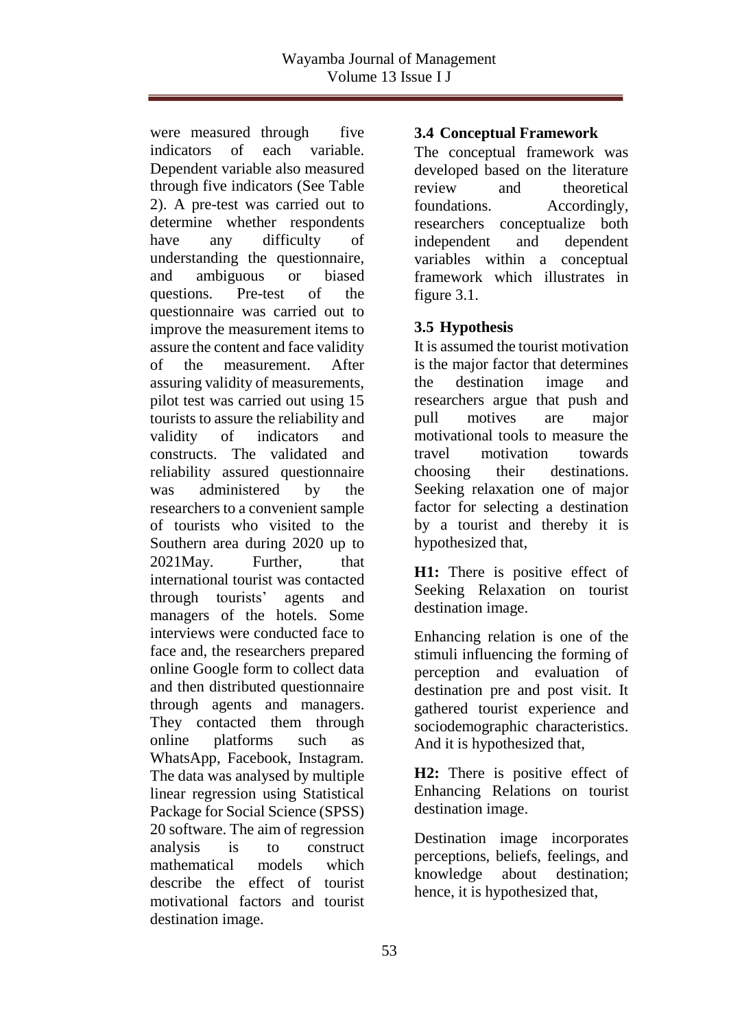were measured through five indicators of each variable. Dependent variable also measured through five indicators (See Table 2). A pre-test was carried out to determine whether respondents have any difficulty of understanding the questionnaire, and ambiguous or biased questions. Pre-test of the questionnaire was carried out to improve the measurement items to assure the content and face validity of the measurement. After assuring validity of measurements, pilot test was carried out using 15 tourists to assure the reliability and validity of indicators and constructs. The validated and reliability assured questionnaire was administered by the researchers to a convenient sample of tourists who visited to the Southern area during 2020 up to 2021May. Further, that international tourist was contacted through tourists' agents and managers of the hotels. Some interviews were conducted face to face and, the researchers prepared online Google form to collect data and then distributed questionnaire through agents and managers. They contacted them through online platforms such as WhatsApp, Facebook, Instagram. The data was analysed by multiple linear regression using Statistical Package for Social Science (SPSS) 20 software. The aim of regression analysis is to construct mathematical models which describe the effect of tourist motivational factors and tourist destination image.

### 3.4 Conceptual Framework

The conceptual framework was developed based on the literature review and theoretical foundations. Accordingly, researchers conceptualize both independent and dependent variables within a conceptual framework which illustrates in figure 3.1.

### 3.5 Hypothesis

It is assumed the tourist motivation is the major factor that determines the destination image and researchers argue that push and pull motives are major motivational tools to measure the travel motivation towards choosing their destinations. Seeking relaxation one of major factor for selecting a destination by a tourist and thereby it is hypothesized that,

**H1:** There is positive effect of Seeking Relaxation on tourist destination image.

Enhancing relation is one of the stimuli influencing the forming of perception and evaluation of destination pre and post visit. It gathered tourist experience and sociodemographic characteristics. And it is hypothesized that,

**H2:** There is positive effect of Enhancing Relations on tourist destination image.

Destination image incorporates perceptions, beliefs, feelings, and knowledge about destination; hence, it is hypothesized that,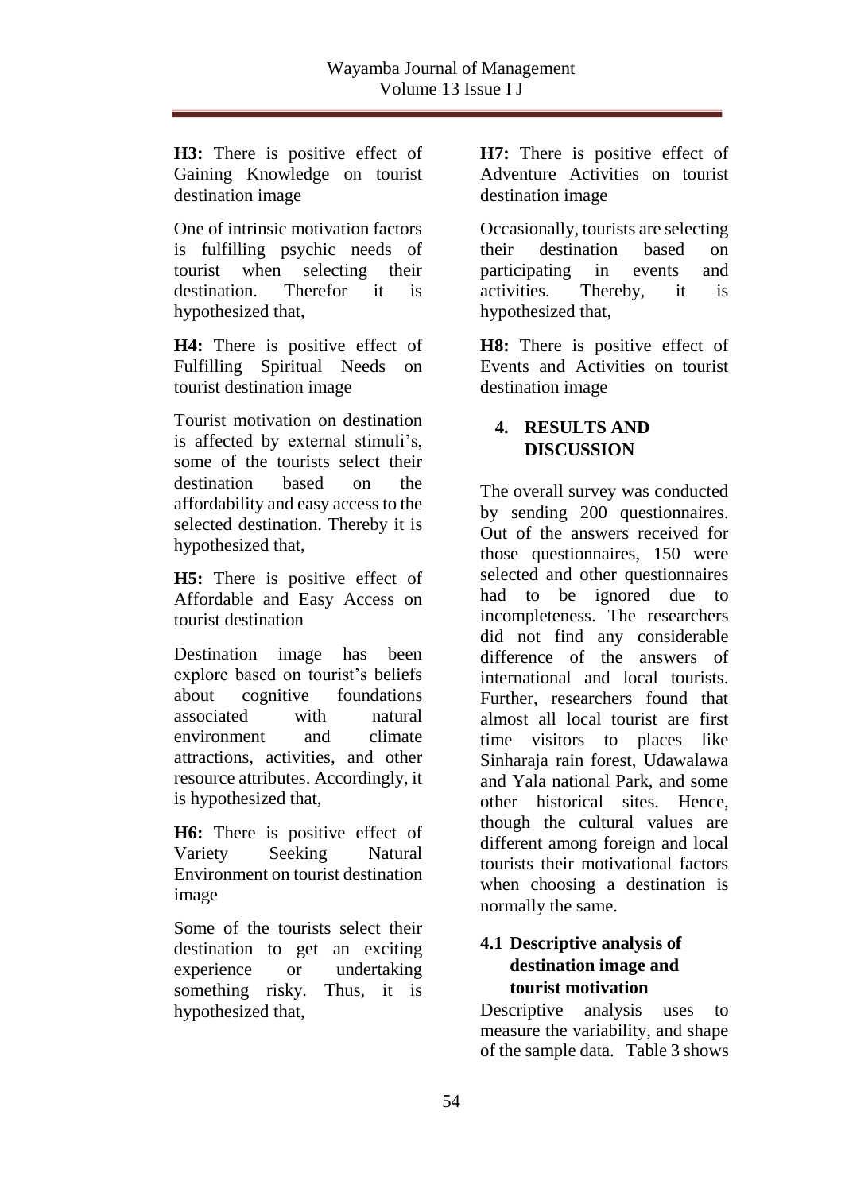**H3:** There is positive effect of Gaining Knowledge on tourist destination image

One of intrinsic motivation factors is fulfilling psychic needs of tourist when selecting their destination. Therefor it is hypothesized that,

**H4:** There is positive effect of Fulfilling Spiritual Needs on tourist destination image

Tourist motivation on destination is affected by external stimuli's, some of the tourists select their destination based on the affordability and easy access to the selected destination. Thereby it is hypothesized that,

**H5:** There is positive effect of Affordable and Easy Access on tourist destination

Destination image has been explore based on tourist's beliefs about cognitive foundations associated with natural environment and climate attractions, activities, and other resource attributes. Accordingly, it is hypothesized that,

**H6:** There is positive effect of Variety Seeking Natural Environment on tourist destination image

Some of the tourists select their destination to get an exciting experience or undertaking something risky. Thus, it is hypothesized that,

**H7:** There is positive effect of Adventure Activities on tourist destination image

Occasionally, tourists are selecting their destination based on participating in events and activities. Thereby, it is hypothesized that,

**H8:** There is positive effect of Events and Activities on tourist destination image

## 4. RESULTS AND DISCUSSION

The overall survey was conducted by sending 200 questionnaires. Out of the answers received for those questionnaires, 150 were selected and other questionnaires had to be ignored due to incompleteness. The researchers did not find any considerable difference of the answers of international and local tourists. Further, researchers found that almost all local tourist are first time visitors to places like Sinharaja rain forest, Udawalawa and Yala national Park, and some other historical sites. Hence, though the cultural values are different among foreign and local tourists their motivational factors when choosing a destination is normally the same.

### 4.1 Descriptive analysis of destination image and tourist motivation

Descriptive analysis uses to measure the variability, and shape of the sample data. Table 3 shows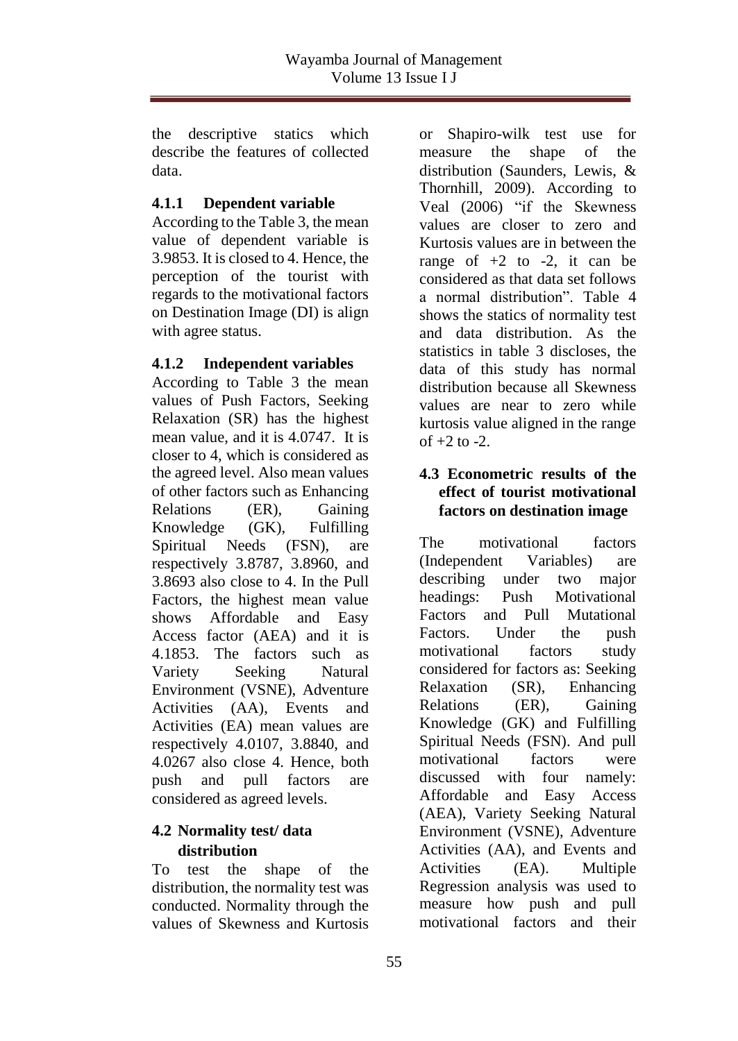the descriptive statics which describe the features of collected data.

### 4.1.1 Dependent variable

According to the Table 3, the mean value of dependent variable is 3.9853. It is closed to 4. Hence, the perception of the tourist with regards to the motivational factors on Destination Image (DI) is align with agree status.

### 4.1.2 Independent variables

According to Table 3 the mean values of Push Factors, Seeking Relaxation (SR) has the highest mean value, and it is 4.0747. It is closer to 4, which is considered as the agreed level. Also mean values of other factors such as Enhancing Relations (ER), Gaining Knowledge (GK), Fulfilling Spiritual Needs (FSN), are respectively 3.8787, 3.8960, and 3.8693 also close to 4. In the Pull Factors, the highest mean value shows Affordable and Easy Access factor (AEA) and it is 4.1853. The factors such as Variety Seeking Natural Environment (VSNE), Adventure Activities (AA), Events and Activities (EA) mean values are respectively 4.0107, 3.8840, and 4.0267 also close 4. Hence, both push and pull factors are considered as agreed levels.

## 4.2 Normality test/ data distribution

To test the shape of the distribution, the normality test was conducted. Normality through the values of Skewness and Kurtosis or Shapiro-wilk test use for measure the shape of the distribution (Saunders, Lewis, & Thornhill, 2009). According to Veal (2006) "if the Skewness values are closer to zero and Kurtosis values are in between the range of +2 to -2, it can be considered as that data set follows a normal distribution". Table 4 shows the statics of normality test and data distribution. As the statistics in table 3 discloses, the data of this study has normal distribution because all Skewness values are near to zero while kurtosis value aligned in the range of +2 to -2.

## 4.3 Econometric results of the effect of tourist motivational factors on destination image

The motivational factors (Independent Variables) are describing under two major headings: Push Motivational Factors and Pull Mutational Factors. Under the push motivational factors study considered for factors as: Seeking Relaxation (SR), Enhancing Relations (ER), Gaining Knowledge (GK) and Fulfilling Spiritual Needs (FSN). And pull motivational factors were discussed with four namely: Affordable and Easy Access (AEA), Variety Seeking Natural Environment (VSNE), Adventure Activities (AA), and Events and Activities (EA). Multiple Regression analysis was used to measure how push and pull motivational factors and their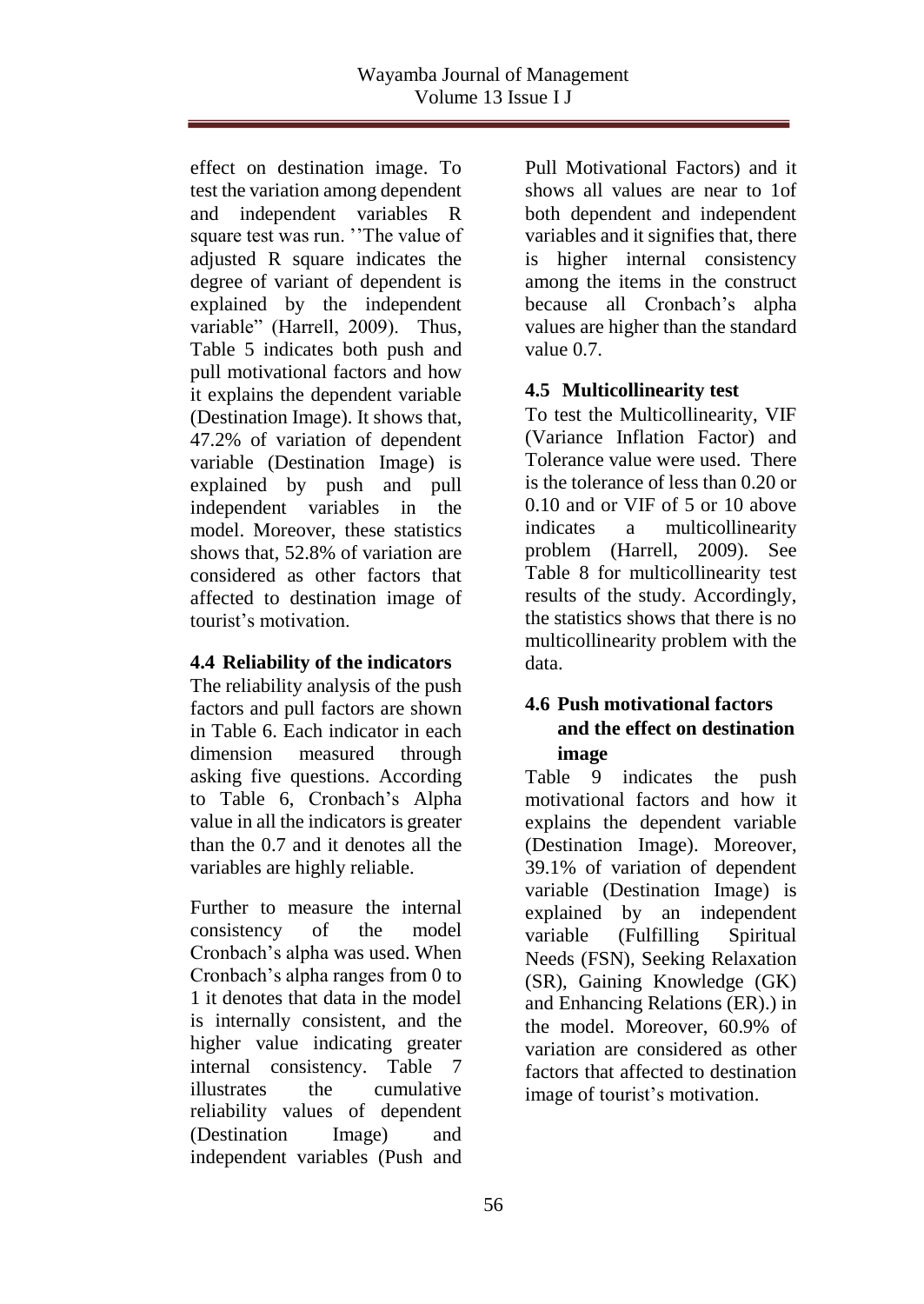effect on destination image. To test the variation among dependent and independent variables R square test was run. ''The value of adjusted R square indicates the degree of variant of dependent is explained by the independent variable" (Harrell, 2009). Thus, Table 5 indicates both push and pull motivational factors and how it explains the dependent variable (Destination Image). It shows that, 47.2% of variation of dependent variable (Destination Image) is explained by push and pull independent variables in the model. Moreover, these statistics shows that, 52.8% of variation are considered as other factors that affected to destination image of tourist's motivation.

### 4.4 Reliability of the indicators

The reliability analysis of the push factors and pull factors are shown in Table 6. Each indicator in each dimension measured through asking five questions. According to Table 6, Cronbach's Alpha value in all the indicators is greater than the 0.7 and it denotes all the variables are highly reliable.

Further to measure the internal consistency of the model Cronbach's alpha was used. When Cronbach's alpha ranges from 0 to 1 it denotes that data in the model is internally consistent, and the higher value indicating greater internal consistency. Table 7 illustrates the cumulative reliability values of dependent (Destination Image) and independent variables (Push and Pull Motivational Factors) and it shows all values are near to 1of both dependent and independent variables and it signifies that, there is higher internal consistency among the items in the construct because all Cronbach's alpha values are higher than the standard value 0.7.

### 4.5 Multicollinearity test

To test the Multicollinearity, VIF (Variance Inflation Factor) and Tolerance value were used. There is the tolerance of less than 0.20 or 0.10 and or VIF of 5 or 10 above indicates a multicollinearity problem (Harrell, 2009). See Table 8 for multicollinearity test results of the study. Accordingly, the statistics shows that there is no multicollinearity problem with the data.

### 4.6 Push motivational factors and the effect on destination image

Table 9 indicates the push motivational factors and how it explains the dependent variable (Destination Image). Moreover, 39.1% of variation of dependent variable (Destination Image) is explained by an independent variable (Fulfilling Spiritual Needs (FSN), Seeking Relaxation (SR), Gaining Knowledge (GK) and Enhancing Relations (ER).) in the model. Moreover, 60.9% of variation are considered as other factors that affected to destination image of tourist's motivation.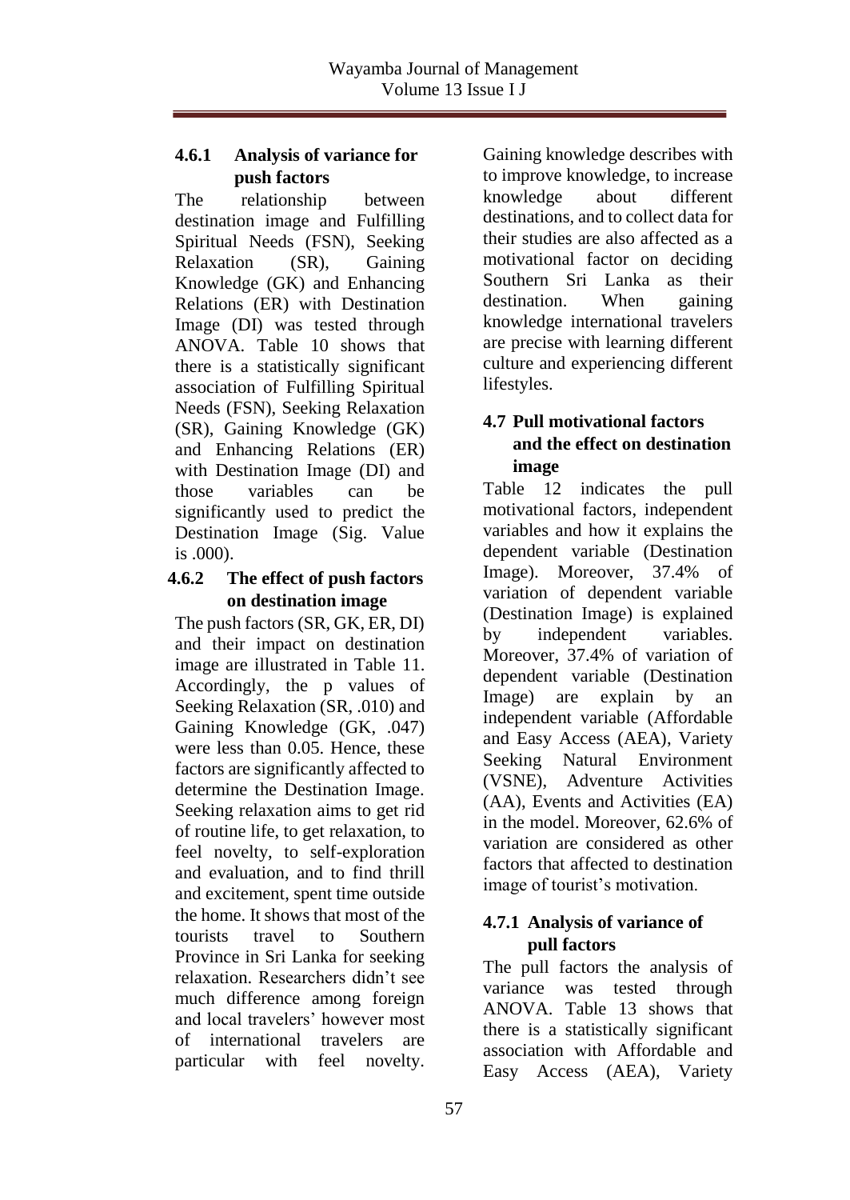#### 4.6.1 Analysis of variance for push factors

The relationship between destination image and Fulfilling Spiritual Needs (FSN), Seeking Relaxation (SR), Gaining Knowledge (GK) and Enhancing Relations (ER) with Destination Image (DI) was tested through ANOVA. Table 10 shows that there is a statistically significant association of Fulfilling Spiritual Needs (FSN), Seeking Relaxation (SR), Gaining Knowledge (GK) and Enhancing Relations (ER) with Destination Image (DI) and those variables can be significantly used to predict the Destination Image (Sig. Value is .000).

#### 4.6.2 The effect of push factors on destination image

The push factors (SR, GK, ER, DI) and their impact on destination image are illustrated in Table 11. Accordingly, the p values of Seeking Relaxation (SR, .010) and Gaining Knowledge (GK, .047) were less than 0.05. Hence, these factors are significantly affected to determine the Destination Image. Seeking relaxation aims to get rid of routine life, to get relaxation, to feel novelty, to self-exploration and evaluation, and to find thrill and excitement, spent time outside the home. It shows that most of the tourists travel to Southern Province in Sri Lanka for seeking relaxation. Researchers didn't see much difference among foreign and local travelers' however most of international travelers are particular with feel novelty. Gaining knowledge describes with to improve knowledge, to increase knowledge about different destinations, and to collect data for their studies are also affected as a motivational factor on deciding Southern Sri Lanka as their destination. When gaining knowledge international travelers are precise with learning different culture and experiencing different lifestyles.

### 4.7 Pull motivational factors and the effect on destination image

Table 12 indicates the pull motivational factors, independent variables and how it explains the dependent variable (Destination Image). Moreover, 37.4% of variation of dependent variable (Destination Image) is explained by independent variables. Moreover, 37.4% of variation of dependent variable (Destination Image) are explain by an independent variable (Affordable and Easy Access (AEA), Variety Seeking Natural Environment (VSNE), Adventure Activities (AA), Events and Activities (EA) in the model. Moreover, 62.6% of variation are considered as other factors that affected to destination image of tourist's motivation.

#### 4.7.1 Analysis of variance of pull factors

The pull factors the analysis of variance was tested through ANOVA. Table 13 shows that there is a statistically significant association with Affordable and Easy Access (AEA), Variety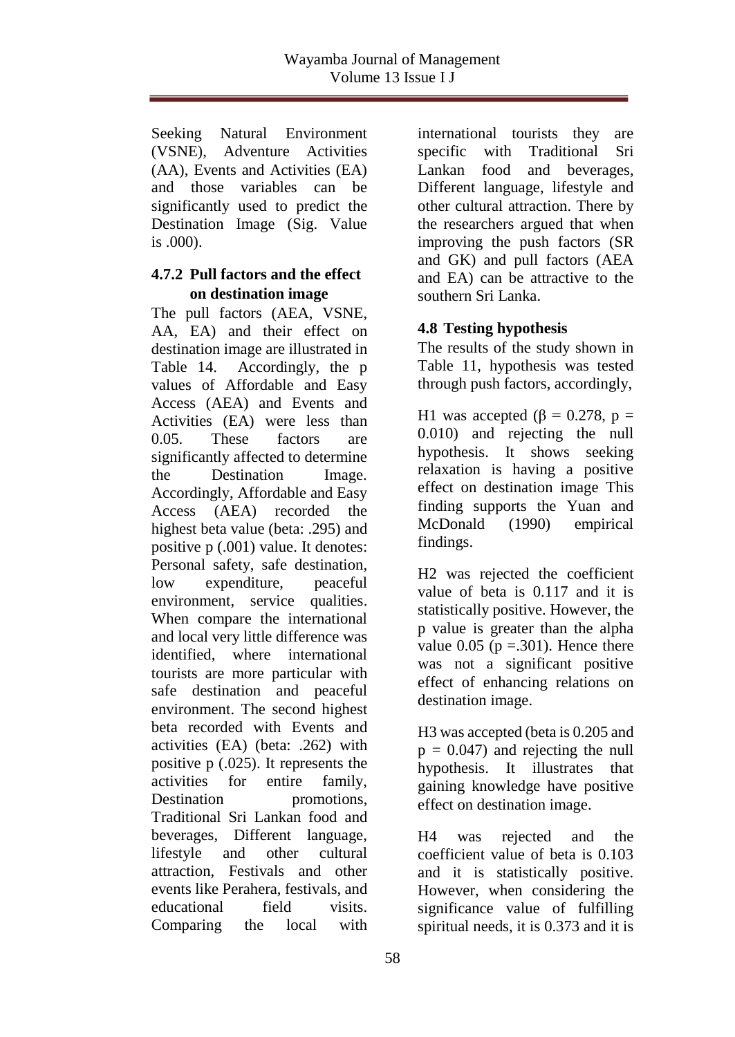Seeking Natural Environment (VSNE), Adventure Activities (AA), Events and Activities (EA) and those variables can be significantly used to predict the Destination Image (Sig. Value is .000).

#### 4.7.2 Pull factors and the effect on destination image

The pull factors (AEA, VSNE, AA, EA) and their effect on destination image are illustrated in Table 14. Accordingly, the p values of Affordable and Easy Access (AEA) and Events and Activities (EA) were less than 0.05. These factors are significantly affected to determine the Destination Image. Accordingly, Affordable and Easy Access (AEA) recorded the highest beta value (beta: .295) and positive p (.001) value. It denotes: Personal safety, safe destination, low expenditure, peaceful environment, service qualities. When compare the international and local very little difference was identified, where international tourists are more particular with safe destination and peaceful environment. The second highest beta recorded with Events and activities (EA) (beta: .262) with positive p (.025). It represents the activities for entire family, Destination promotions, Traditional Sri Lankan food and beverages, Different language, lifestyle and other cultural attraction, Festivals and other events like Perahera, festivals, and educational field visits. Comparing the local with international tourists they are specific with Traditional Sri Lankan food and beverages, Different language, lifestyle and other cultural attraction. There by the researchers argued that when improving the push factors (SR and GK) and pull factors (AEA and EA) can be attractive to the southern Sri Lanka.

### 4.8 Testing hypothesis

The results of the study shown in Table 11, hypothesis was tested through push factors, accordingly,

H1 was accepted ($\beta = 0.278$, $p = 0.010$) and rejecting the null hypothesis. It shows seeking relaxation is having a positive effect on destination image This finding supports the Yuan and McDonald (1990) empirical findings.

H2 was rejected the coefficient value of beta is 0.117 and it is statistically positive. However, the p value is greater than the alpha value 0.05 ($p = .301$). Hence there was not a significant positive effect of enhancing relations on destination image.

H3 was accepted (beta is 0.205 and $p = 0.047$) and rejecting the null hypothesis. It illustrates that gaining knowledge have positive effect on destination image.

H4 was rejected and the coefficient value of beta is 0.103 and it is statistically positive. However, when considering the significance value of fulfilling spiritual needs, it is 0.373 and it is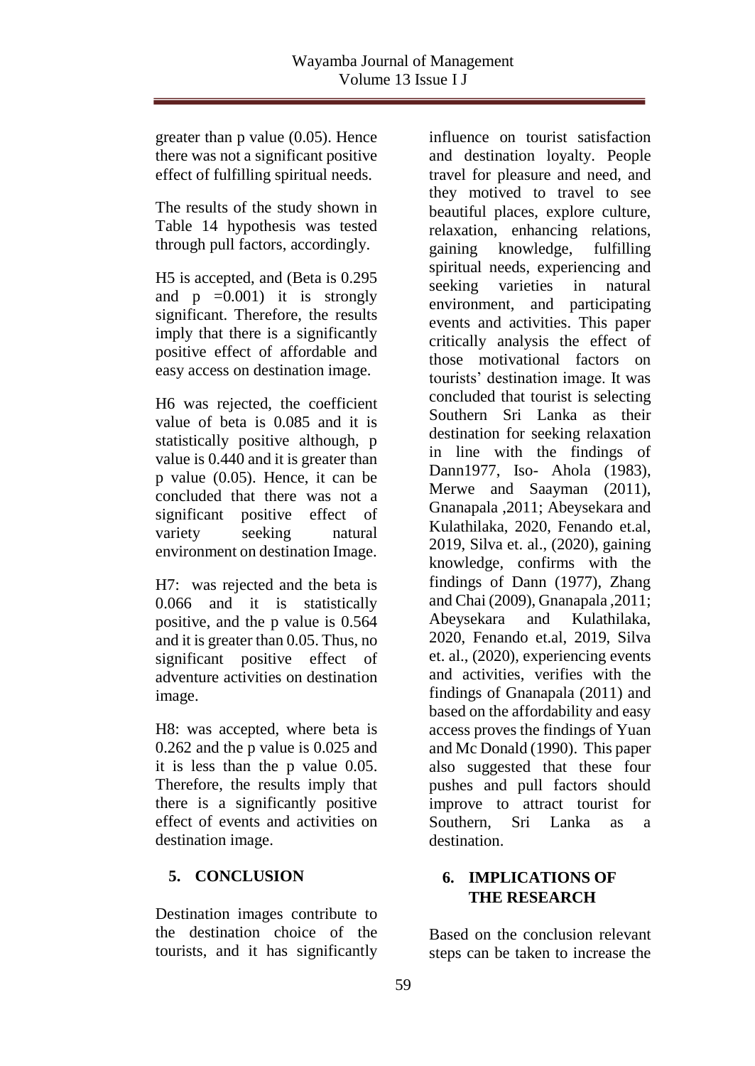greater than p value (0.05). Hence there was not a significant positive effect of fulfilling spiritual needs.

The results of the study shown in Table 14 hypothesis was tested through pull factors, accordingly.

H5 is accepted, and (Beta is 0.295 and p =0.001) it is strongly significant. Therefore, the results imply that there is a significantly positive effect of affordable and easy access on destination image.

H6 was rejected, the coefficient value of beta is 0.085 and it is statistically positive although, p value is 0.440 and it is greater than p value (0.05). Hence, it can be concluded that there was not a significant positive effect of variety seeking natural environment on destination Image.

H7: was rejected and the beta is 0.066 and it is statistically positive, and the p value is 0.564 and it is greater than 0.05. Thus, no significant positive effect of adventure activities on destination image.

H8: was accepted, where beta is 0.262 and the p value is 0.025 and it is less than the p value 0.05. Therefore, the results imply that there is a significantly positive effect of events and activities on destination image.

## 5. CONCLUSION

Destination images contribute to the destination choice of the tourists, and it has significantly influence on tourist satisfaction and destination loyalty. People travel for pleasure and need, and they motived to travel to see beautiful places, explore culture, relaxation, enhancing relations, gaining knowledge, fulfilling spiritual needs, experiencing and seeking varieties in natural environment, and participating events and activities. This paper critically analysis the effect of those motivational factors on tourists' destination image. It was concluded that tourist is selecting Southern Sri Lanka as their destination for seeking relaxation in line with the findings of Dann1977, Iso- Ahola (1983), Merwe and Saayman (2011), Gnanapala ,2011; Abeysekara and Kulathilaka, 2020, Fenando et.al, 2019, Silva et. al., (2020), gaining knowledge, confirms with the findings of Dann (1977), Zhang and Chai (2009), Gnanapala ,2011; Abeysekara and Kulathilaka, 2020, Fenando et.al, 2019, Silva et. al., (2020), experiencing events and activities, verifies with the findings of Gnanapala (2011) and based on the affordability and easy access proves the findings of Yuan and Mc Donald (1990). This paper also suggested that these four pushes and pull factors should improve to attract tourist for Southern, Sri Lanka as a destination.

## 6. IMPLICATIONS OF THE RESEARCH

Based on the conclusion relevant steps can be taken to increase the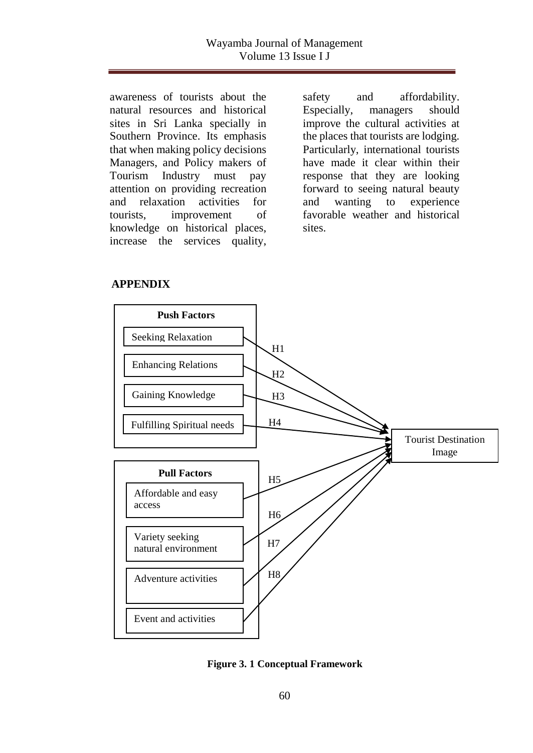awareness of tourists about the natural resources and historical sites in Sri Lanka specially in Southern Province. Its emphasis that when making policy decisions Managers, and Policy makers of Tourism Industry must pay attention on providing recreation and relaxation activities for tourists, improvement of knowledge on historical places, increase the services quality, safety and affordability. Especially, managers should improve the cultural activities at the places that tourists are lodging. Particularly, international tourists have made it clear within their response that they are looking forward to seeing natural beauty and wanting to experience favorable weather and historical sites.

## APPENDIX

**Push Factors**

- Seeking Relaxation (H1)
- Enhancing Relations (H2)
- Gaining Knowledge (H3)
- Fulfilling Spiritual needs (H4)

**Pull Factors**

- Affordable and easy access (H5)
- Variety seeking natural environment (H6)
- Adventure activities (H7)
- Event and activities (H8)

→ Tourist Destination Image

**Figure 3. 1 Conceptual Framework**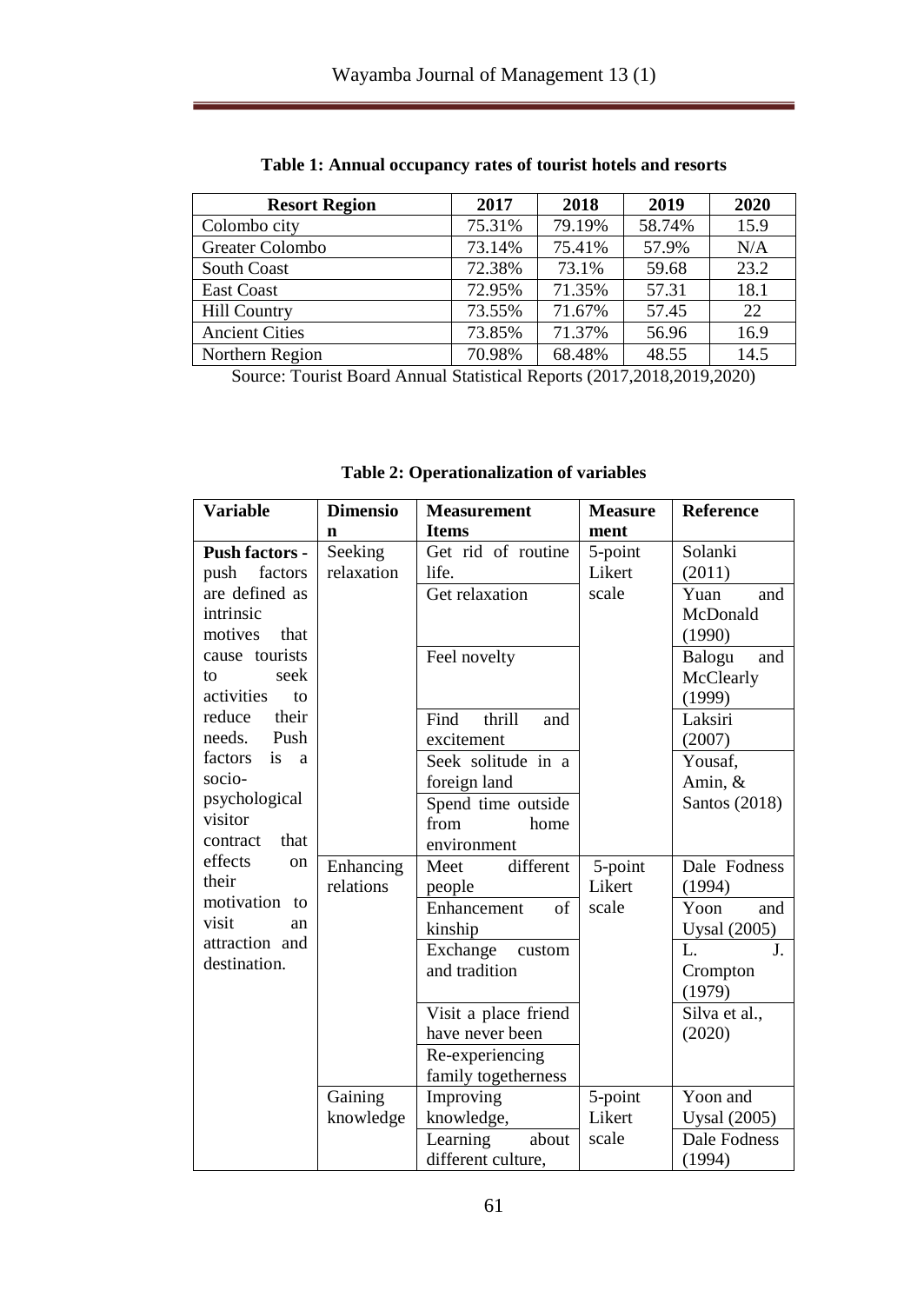**Table 1: Annual occupancy rates of tourist hotels and resorts**

| Resort Region | 2017 | 2018 | 2019 | 2020 |
|---|---|---|---|---|
| Colombo city | 75.31% | 79.19% | 58.74% | 15.9 |
| Greater Colombo | 73.14% | 75.41% | 57.9% | N/A |
| South Coast | 72.38% | 73.1% | 59.68 | 23.2 |
| East Coast | 72.95% | 71.35% | 57.31 | 18.1 |
| Hill Country | 73.55% | 71.67% | 57.45 | 22 |
| Ancient Cities | 73.85% | 71.37% | 56.96 | 16.9 |
| Northern Region | 70.98% | 68.48% | 48.55 | 14.5 |

Source: Tourist Board Annual Statistical Reports (2017,2018,2019,2020)

**Table 2: Operationalization of variables**

| Variable | Dimension | Measurement Items | Measurement | Reference |
|---|---|---|---|---|
| **Push factors -** push factors are defined as intrinsic motives that cause tourists to seek activities to reduce their needs. Push factors is a socio-psychological visitor contract that effects on their motivation to visit an attraction and destination. | Seeking relaxation | Get rid of routine life. | 5-point Likert scale | Solanki (2011) |
| | | Get relaxation | | Yuan and McDonald (1990) |
| | | Feel novelty | | Balogu and McClearly (1999) |
| | | Find thrill and excitement | | Laksiri (2007) |
| | | Seek solitude in a foreign land | | Yousaf, Amin, & Santos (2018) |
| | | Spend time outside from home environment | | |
| | Enhancing relations | Meet different people | 5-point Likert scale | Dale Fodness (1994) |
| | | Enhancement of kinship | | Yoon and Uysal (2005) |
| | | Exchange custom and tradition | | L. J. Crompton (1979) |
| | | Visit a place friend have never been | | Silva et al., (2020) |
| | | Re-experiencing family togetherness | | |
| | Gaining knowledge | Improving knowledge, | 5-point Likert scale | Yoon and Uysal (2005) |
| | | Learning about different culture, | | Dale Fodness (1994) |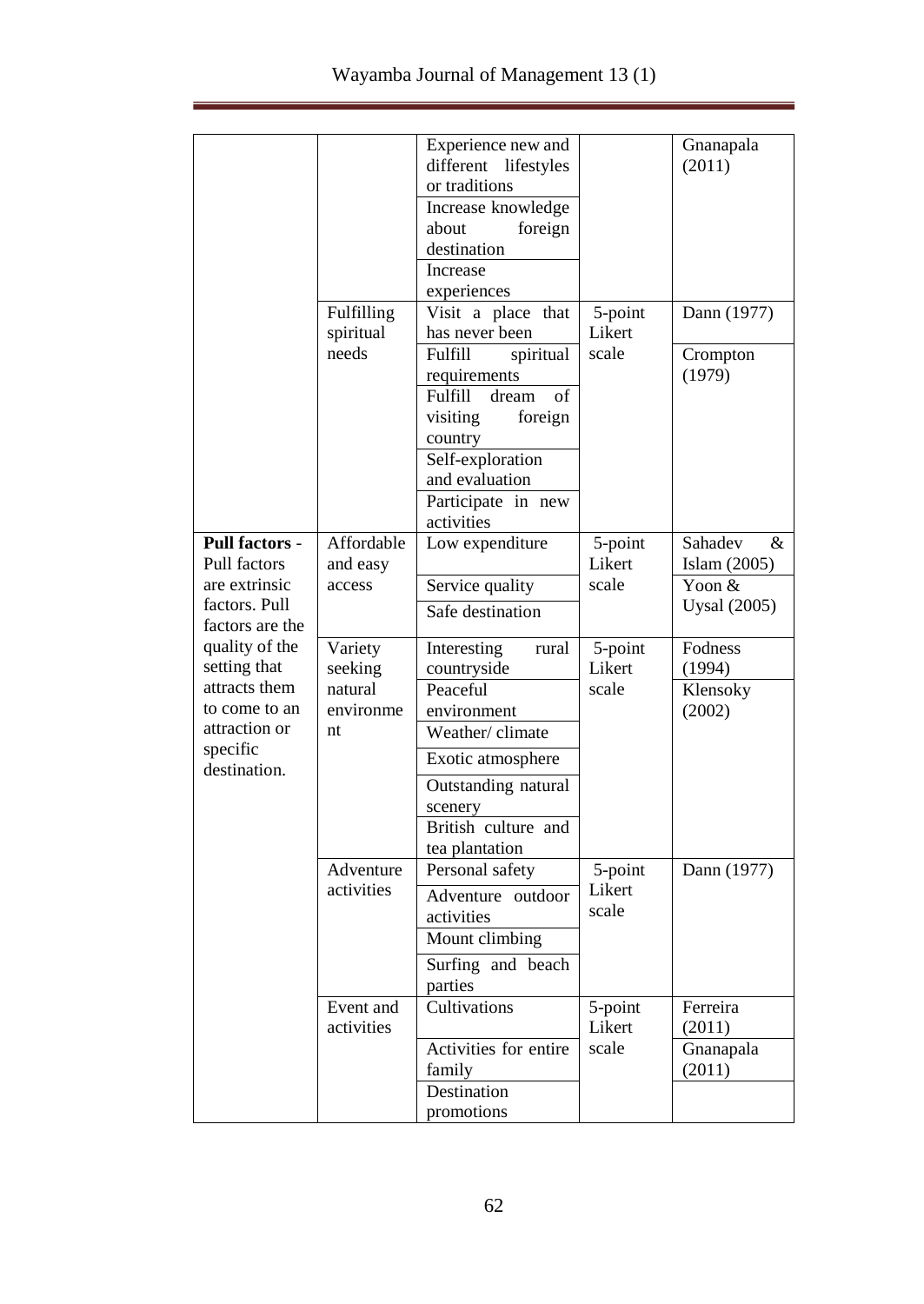| | | | | |
|---|---|---|---|---|
| | | Experience new and different lifestyles or traditions | | Gnanapala (2011) |
| | | Increase knowledge about foreign destination | | |
| | | Increase experiences | | |
| | Fulfilling spiritual needs | Visit a place that has never been | 5-point Likert scale | Dann (1977) |
| | | Fulfill spiritual requirements | | Crompton (1979) |
| | | Fulfill dream of visiting foreign country | | |
| | | Self-exploration and evaluation | | |
| | | Participate in new activities | | |
| **Pull factors** - Pull factors are extrinsic factors. Pull factors are the quality of the setting that attracts them to come to an attraction or specific destination. | Affordable and easy access | Low expenditure | 5-point Likert scale | Sahadev & Islam (2005) |
| | | Service quality | | Yoon & Uysal (2005) |
| | | Safe destination | | |
| | Variety seeking natural environment | Interesting rural countryside | 5-point Likert scale | Fodness (1994) |
| | | Peaceful environment | | Klensoky (2002) |
| | | Weather/ climate | | |
| | | Exotic atmosphere | | |
| | | Outstanding natural scenery | | |
| | | British culture and tea plantation | | |
| | Adventure activities | Personal safety | 5-point Likert scale | Dann (1977) |
| | | Adventure outdoor activities | | |
| | | Mount climbing | | |
| | | Surfing and beach parties | | |
| | Event and activities | Cultivations | 5-point Likert scale | Ferreira (2011) |
| | | Activities for entire family | | Gnanapala (2011) |
| | | Destination promotions | | |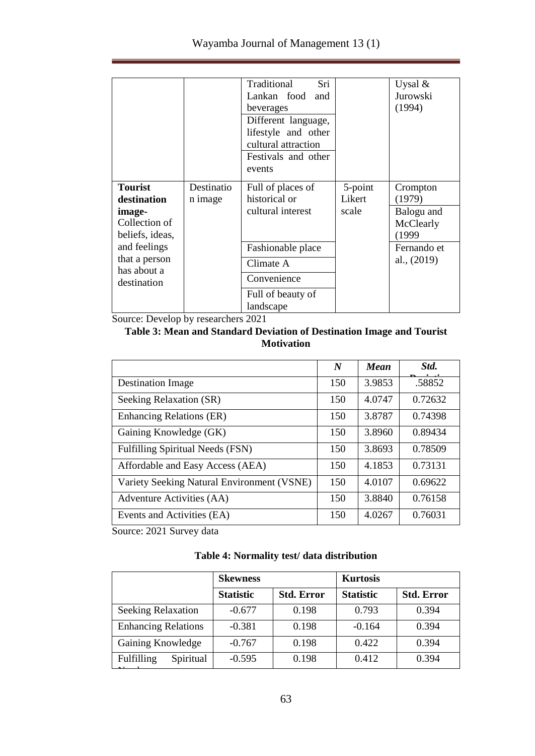|  |  | Traditional Sri Lankan food and beverages |  | Uysal & Jurowski (1994) |
|---|---|---|---|---|
|  |  | Different language, lifestyle and other cultural attraction |  |  |
|  |  | Festivals and other events |  |  |
| **Tourist destination image-** Collection of beliefs, ideas, and feelings that a person has about a destination | Destination image | Full of places of historical or cultural interest | 5-point Likert scale | Crompton (1979) Balogu and McClearly (1999 |
|  |  | Fashionable place |  | Fernando et al., (2019) |
|  |  | Climate A |  |  |
|  |  | Convenience |  |  |
|  |  | Full of beauty of landscape |  |  |

Source: Develop by researchers 2021

**Table 3: Mean and Standard Deviation of Destination Image and Tourist Motivation**

|  | *N* | *Mean* | *Std. Deviation* |
|---|---|---|---|
| Destination Image | 150 | 3.9853 | .58852 |
| Seeking Relaxation (SR) | 150 | 4.0747 | 0.72632 |
| Enhancing Relations (ER) | 150 | 3.8787 | 0.74398 |
| Gaining Knowledge (GK) | 150 | 3.8960 | 0.89434 |
| Fulfilling Spiritual Needs (FSN) | 150 | 3.8693 | 0.78509 |
| Affordable and Easy Access (AEA) | 150 | 4.1853 | 0.73131 |
| Variety Seeking Natural Environment (VSNE) | 150 | 4.0107 | 0.69622 |
| Adventure Activities (AA) | 150 | 3.8840 | 0.76158 |
| Events and Activities (EA) | 150 | 4.0267 | 0.76031 |

Source: 2021 Survey data

**Table 4: Normality test/ data distribution**

|  | **Skewness** |  | **Kurtosis** |  |
|---|---|---|---|---|
|  | **Statistic** | **Std. Error** | **Statistic** | **Std. Error** |
| Seeking Relaxation | -0.677 | 0.198 | 0.793 | 0.394 |
| Enhancing Relations | -0.381 | 0.198 | -0.164 | 0.394 |
| Gaining Knowledge | -0.767 | 0.198 | 0.422 | 0.394 |
| Fulfilling Spiritual Needs | -0.595 | 0.198 | 0.412 | 0.394 |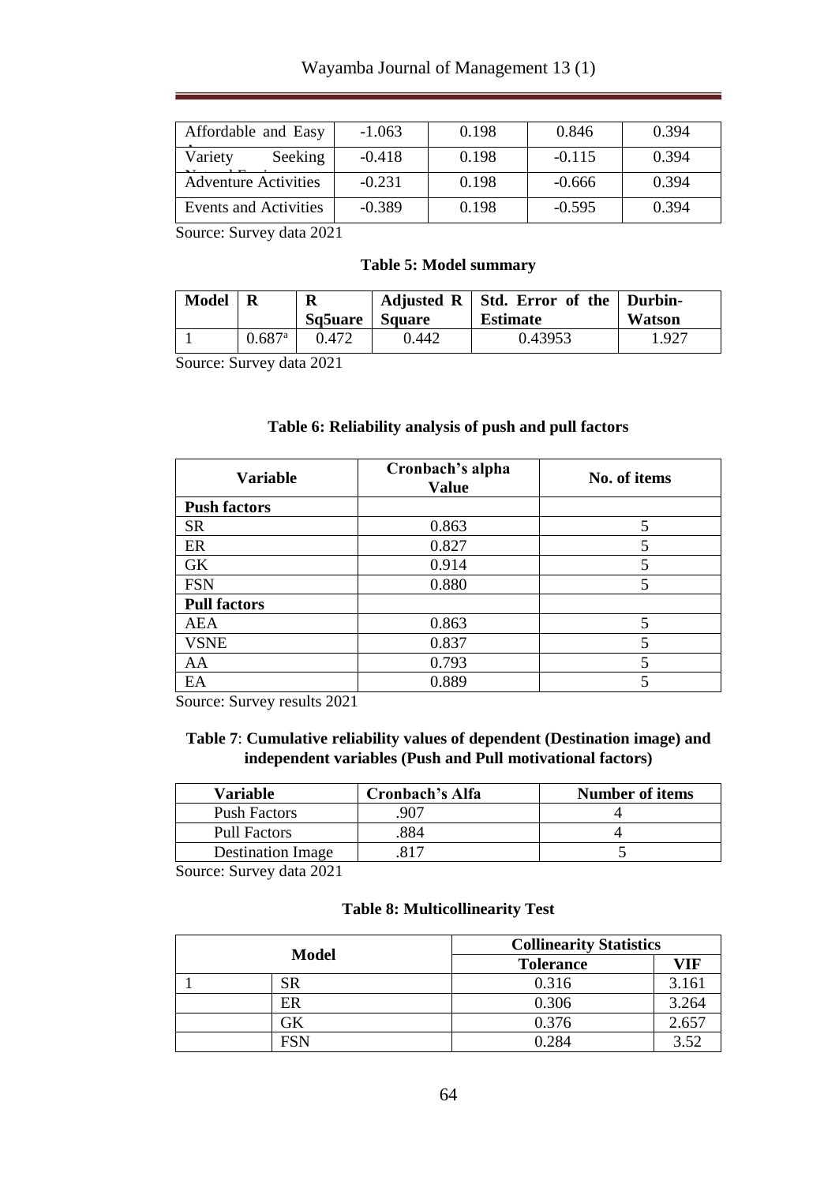| Affordable and Easy | -1.063 | 0.198 | 0.846 | 0.394 |
|---|---|---|---|---|
| Variety Seeking | -0.418 | 0.198 | -0.115 | 0.394 |
| Adventure Activities | -0.231 | 0.198 | -0.666 | 0.394 |
| Events and Activities | -0.389 | 0.198 | -0.595 | 0.394 |

Source: Survey data 2021

**Table 5: Model summary**

| Model | R | R Sq5uare | Adjusted R Square | Std. Error of the Estimate | Durbin-Watson |
|---|---|---|---|---|---|
| 1 | 0.687[a] | 0.472 | 0.442 | 0.43953 | 1.927 |

Source: Survey data 2021

**Table 6: Reliability analysis of push and pull factors**

| Variable | Cronbach's alpha Value | No. of items |
|---|---|---|
| **Push factors** | | |
| SR | 0.863 | 5 |
| ER | 0.827 | 5 |
| GK | 0.914 | 5 |
| FSN | 0.880 | 5 |
| **Pull factors** | | |
| AEA | 0.863 | 5 |
| VSNE | 0.837 | 5 |
| AA | 0.793 | 5 |
| EA | 0.889 | 5 |

Source: Survey results 2021

**Table 7**: **Cumulative reliability values of dependent (Destination image) and independent variables (Push and Pull motivational factors)**

| Variable | Cronbach's Alfa | Number of items |
|---|---|---|
| Push Factors | .907 | 4 |
| Pull Factors | .884 | 4 |
| Destination Image | .817 | 5 |

Source: Survey data 2021

**Table 8: Multicollinearity Test**

| Model | | Collinearity Statistics | |
|---|---|---|---|
| | | Tolerance | VIF |
| 1 | SR | 0.316 | 3.161 |
| | ER | 0.306 | 3.264 |
| | GK | 0.376 | 2.657 |
| | FSN | 0.284 | 3.52 |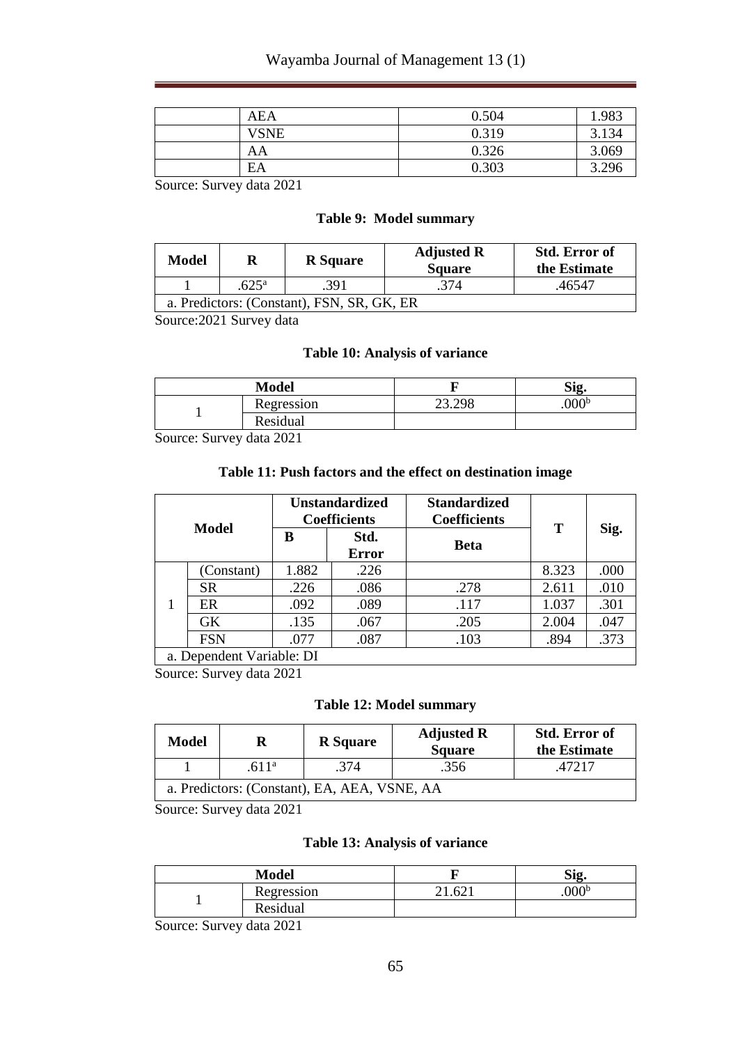| | AEA | 0.504 | 1.983 |
|---|---|---|---|
| | VSNE | 0.319 | 3.134 |
| | AA | 0.326 | 3.069 |
| | EA | 0.303 | 3.296 |

Source: Survey data 2021

**Table 9: Model summary**

| Model | R | R Square | Adjusted R Square | Std. Error of the Estimate |
|---|---|---|---|---|
| 1 | .625[a] | .391 | .374 | .46547 |
| a. Predictors: (Constant), FSN, SR, GK, ER | | | | |

Source:2021 Survey data

**Table 10: Analysis of variance**

| Model | | F | Sig. |
|---|---|---|---|
| 1 | Regression | 23.298 | .000[b] |
| | Residual | | |

Source: Survey data 2021

**Table 11: Push factors and the effect on destination image**

| Model | | Unstandardized Coefficients | | Standardized Coefficients | T | Sig. |
|---|---|---|---|---|---|---|
| | | B | Std. Error | Beta | | |
| 1 | (Constant) | 1.882 | .226 | | 8.323 | .000 |
| | SR | .226 | .086 | .278 | 2.611 | .010 |
| | ER | .092 | .089 | .117 | 1.037 | .301 |
| | GK | .135 | .067 | .205 | 2.004 | .047 |
| | FSN | .077 | .087 | .103 | .894 | .373 |
| a. Dependent Variable: DI | | | | | | |

Source: Survey data 2021

**Table 12: Model summary**

| Model | R | R Square | Adjusted R Square | Std. Error of the Estimate |
|---|---|---|---|---|
| 1 | .611[a] | .374 | .356 | .47217 |
| a. Predictors: (Constant), EA, AEA, VSNE, AA | | | | |

Source: Survey data 2021

**Table 13: Analysis of variance**

| Model | | F | Sig. |
|---|---|---|---|
| 1 | Regression | 21.621 | .000[b] |
| | Residual | | |

Source: Survey data 2021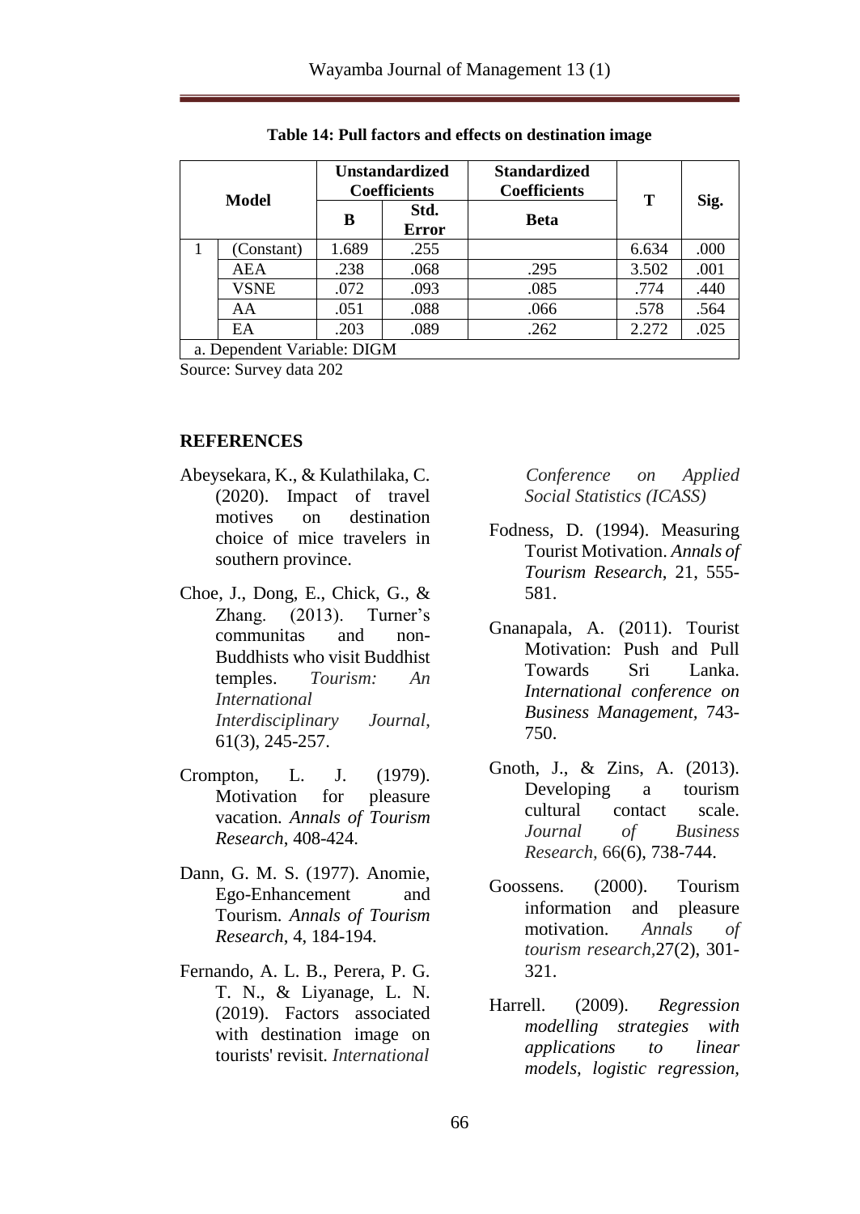**Table 14: Pull factors and effects on destination image**

| Model | | Unstandardized Coefficients | | Standardized Coefficients | T | Sig. |
|---|---|---|---|---|---|---|
| | | B | Std. Error | Beta | | |
| 1 | (Constant) | 1.689 | .255 | | 6.634 | .000 |
| | AEA | .238 | .068 | .295 | 3.502 | .001 |
| | VSNE | .072 | .093 | .085 | .774 | .440 |
| | AA | .051 | .088 | .066 | .578 | .564 |
| | EA | .203 | .089 | .262 | 2.272 | .025 |
| a. Dependent Variable: DIGM | | | | | | |

Source: Survey data 202

## REFERENCES

Abeysekara, K., & Kulathilaka, C. (2020). Impact of travel motives on destination choice of mice travelers in southern province.

Choe, J., Dong, E., Chick, G., & Zhang. (2013). Turner's communitas and non-Buddhists who visit Buddhist temples. *Tourism: An International Interdisciplinary Journal*, 61(3), 245-257.

Crompton, L. J. (1979). Motivation for pleasure vacation. *Annals of Tourism Research*, 408-424.

Dann, G. M. S. (1977). Anomie, Ego-Enhancement and Tourism. *Annals of Tourism Research*, 4, 184-194.

Fernando, A. L. B., Perera, P. G. T. N., & Liyanage, L. N. (2019). Factors associated with destination image on tourists' revisit. *International Conference on Applied Social Statistics (ICASS)*

Fodness, D. (1994). Measuring Tourist Motivation. *Annals of Tourism Research*, 21, 555-581.

Gnanapala, A. (2011). Tourist Motivation: Push and Pull Towards Sri Lanka. *International conference on Business Management*, 743-750.

Gnoth, J., & Zins, A. (2013). Developing a tourism cultural contact scale. *Journal of Business Research*, 66(6), 738-744.

Goossens. (2000). Tourism information and pleasure motivation. *Annals of tourism research*, 27(2), 301-321.

Harrell. (2009). *Regression modelling strategies with applications to linear models, logistic regression,*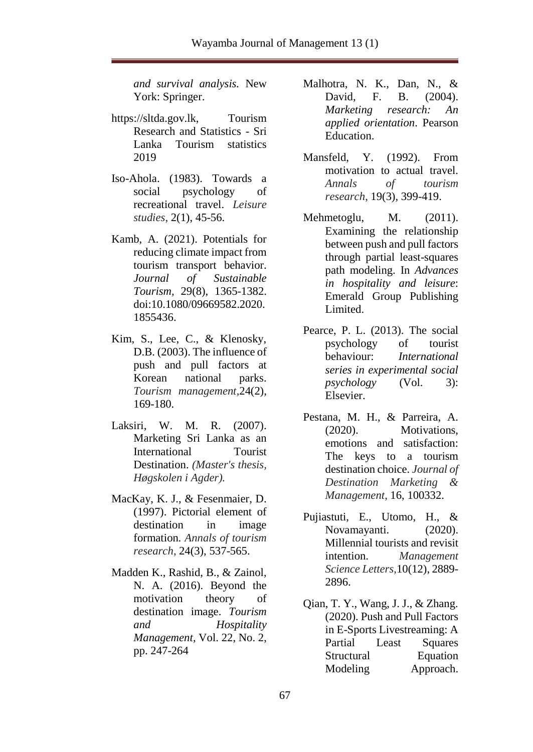*and survival analysis.* New York: Springer.

https://sltda.gov.lk, Tourism Research and Statistics - Sri Lanka Tourism statistics 2019

Iso-Ahola. (1983). Towards a social psychology of recreational travel. *Leisure studies*, 2(1), 45-56.

Kamb, A. (2021). Potentials for reducing climate impact from tourism transport behavior. *Journal of Sustainable Tourism*, 29(8), 1365-1382. doi:10.1080/09669582.2020.1855436.

Kim, S., Lee, C., & Klenosky, D.B. (2003). The influence of push and pull factors at Korean national parks. *Tourism management*,24(2), 169-180.

Laksiri, W. M. R. (2007). Marketing Sri Lanka as an International Tourist Destination. *(Master's thesis, Høgskolen i Agder).*

MacKay, K. J., & Fesenmaier, D. (1997). Pictorial element of destination in image formation. *Annals of tourism research*, 24(3), 537-565.

Madden K., Rashid, B., & Zainol, N. A. (2016). Beyond the motivation theory of destination image. *Tourism and Hospitality Management*, Vol. 22, No. 2, pp. 247-264

Malhotra, N. K., Dan, N., & David, F. B. (2004). *Marketing research: An applied orientation*. Pearson Education.

Mansfeld, Y. (1992). From motivation to actual travel. *Annals of tourism research*, 19(3), 399-419.

Mehmetoglu, M. (2011). Examining the relationship between push and pull factors through partial least-squares path modeling. In *Advances in hospitality and leisure*: Emerald Group Publishing Limited.

Pearce, P. L. (2013). The social psychology of tourist behaviour: *International series in experimental social psychology* (Vol. 3): Elsevier.

Pestana, M. H., & Parreira, A. (2020). Motivations, emotions and satisfaction: The keys to a tourism destination choice. *Journal of Destination Marketing & Management*, 16, 100332.

Pujiastuti, E., Utomo, H., & Novamayanti. (2020). Millennial tourists and revisit intention. *Management Science Letters*,10(12), 2889-2896.

Qian, T. Y., Wang, J. J., & Zhang. (2020). Push and Pull Factors in E-Sports Livestreaming: A Partial Least Squares Structural Equation Modeling Approach.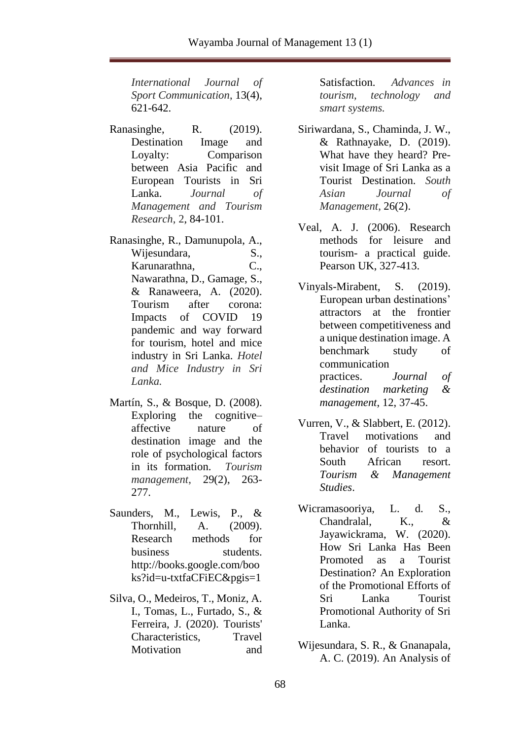*International Journal of Sport Communication*, 13(4), 621-642.

Ranasinghe, R. (2019). Destination Image and Loyalty: Comparison between Asia Pacific and European Tourists in Sri Lanka. *Journal of Management and Tourism Research*, 2, 84-101.

Ranasinghe, R., Damunupola, A., Wijesundara, S., Karunarathna, C., Nawarathna, D., Gamage, S., & Ranaweera, A. (2020). Tourism after corona: Impacts of COVID 19 pandemic and way forward for tourism, hotel and mice industry in Sri Lanka. *Hotel and Mice Industry in Sri Lanka.*

Martín, S., & Bosque, D. (2008). Exploring the cognitive–affective nature of destination image and the role of psychological factors in its formation. *Tourism management*, 29(2), 263-277.

Saunders, M., Lewis, P., & Thornhill, A. (2009). Research methods for business students. http://books.google.com/books?id=u-txtfaCFiEC&pgis=1

Silva, O., Medeiros, T., Moniz, A. I., Tomas, L., Furtado, S., & Ferreira, J. (2020). Tourists' Characteristics, Travel Motivation and Satisfaction. *Advances in tourism, technology and smart systems.*

Siriwardana, S., Chaminda, J. W., & Rathnayake, D. (2019). What have they heard? Pre-visit Image of Sri Lanka as a Tourist Destination. *South Asian Journal of Management*, 26(2).

Veal, A. J. (2006). Research methods for leisure and tourism- a practical guide. Pearson UK, 327-413.

Vinyals-Mirabent, S. (2019). European urban destinations' attractors at the frontier between competitiveness and a unique destination image. A benchmark study of communication practices. *Journal of destination marketing & management*, 12, 37-45.

Vurren, V., & Slabbert, E. (2012). Travel motivations and behavior of tourists to a South African resort. *Tourism & Management Studies*.

Wicramasooriya, L. d. S., Chandralal, K., & Jayawickrama, W. (2020). How Sri Lanka Has Been Promoted as a Tourist Destination? An Exploration of the Promotional Efforts of Sri Lanka Tourist Promotional Authority of Sri Lanka.

Wijesundara, S. R., & Gnanapala, A. C. (2019). An Analysis of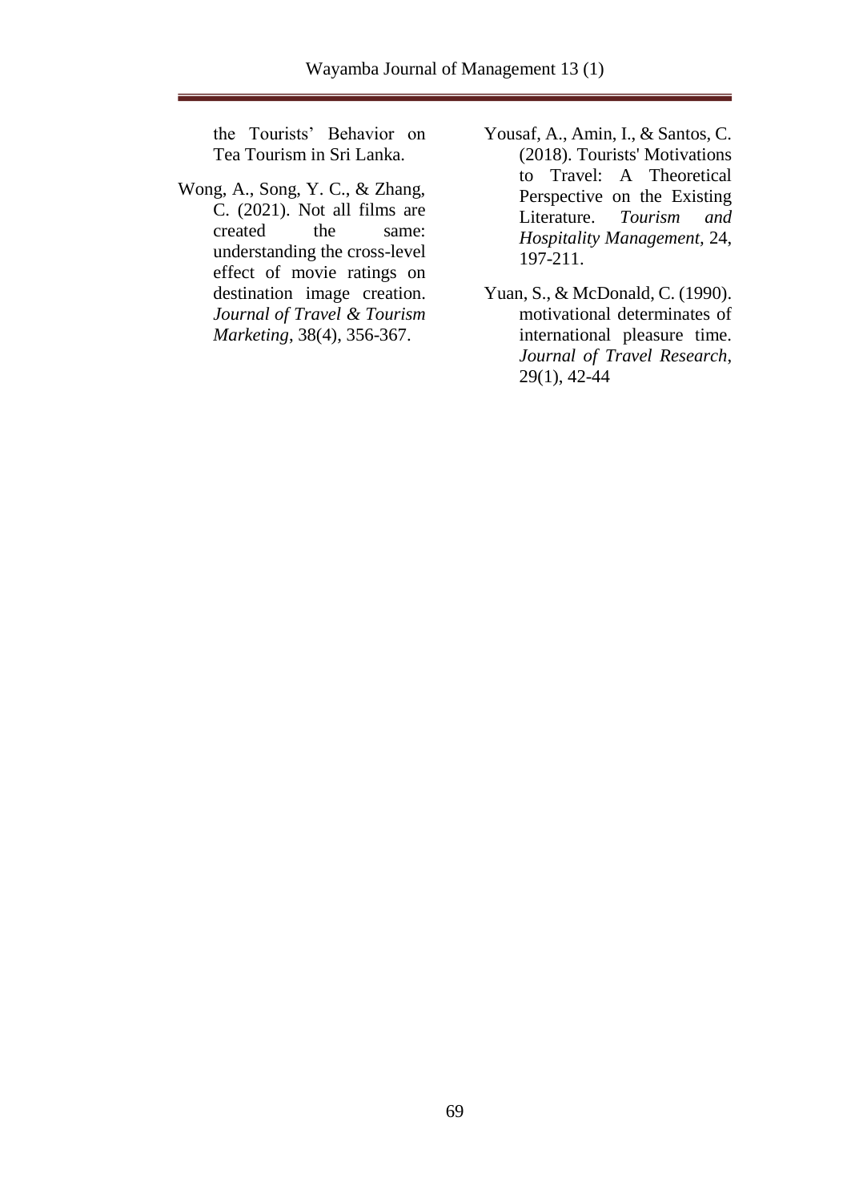the Tourists' Behavior on Tea Tourism in Sri Lanka.

Wong, A., Song, Y. C., & Zhang, C. (2021). Not all films are created the same: understanding the cross-level effect of movie ratings on destination image creation. *Journal of Travel & Tourism Marketing*, 38(4), 356-367.

Yousaf, A., Amin, I., & Santos, C. (2018). Tourists' Motivations to Travel: A Theoretical Perspective on the Existing Literature. *Tourism and Hospitality Management,* 24, 197-211.

Yuan, S., & McDonald, C. (1990). motivational determinates of international pleasure time. *Journal of Travel Research*, 29(1), 42-44